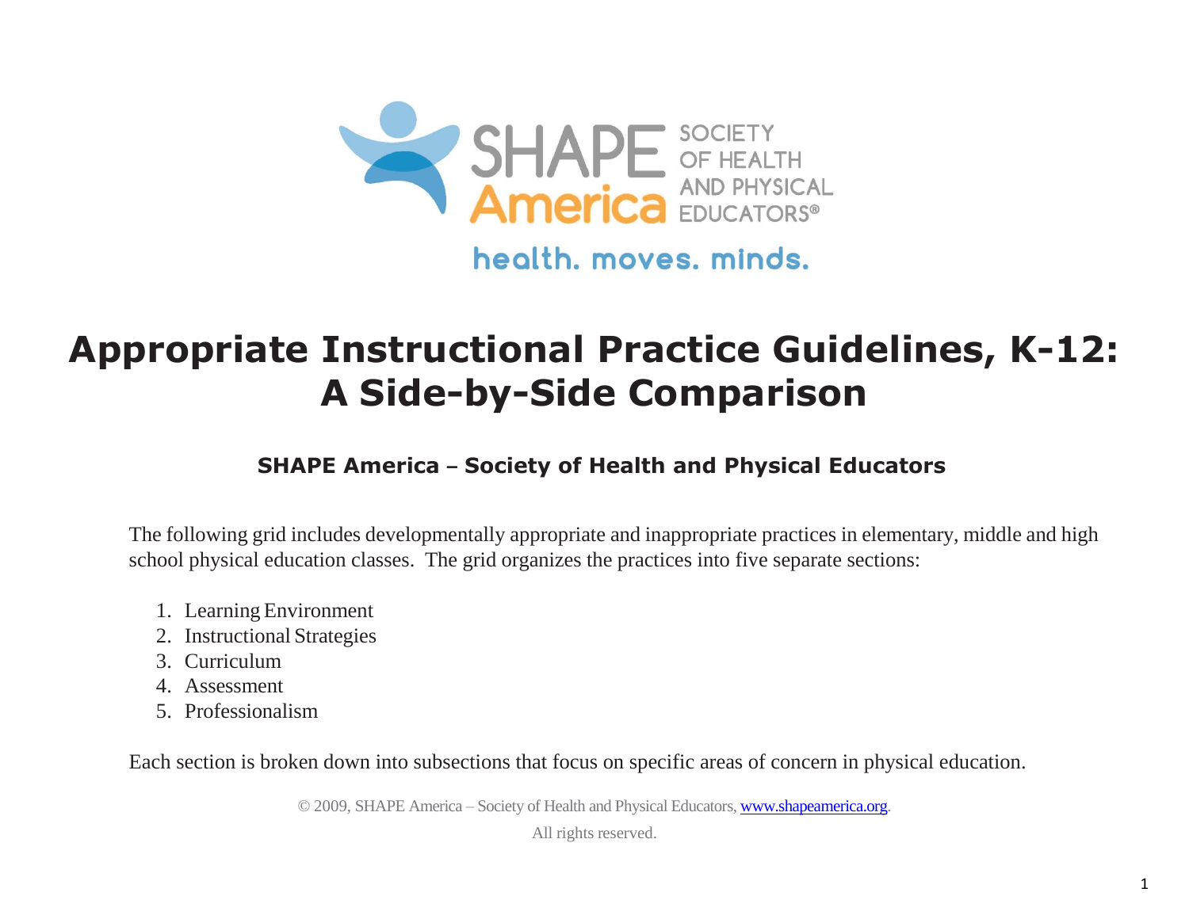SHAPE America SOCIETY OF HEALTH AND PHYSICAL EDUCATORS®

health. moves. minds.

# Appropriate Instructional Practice Guidelines, K-12: A Side-by-Side Comparison

### SHAPE America – Society of Health and Physical Educators

The following grid includes developmentally appropriate and inappropriate practices in elementary, middle and high school physical education classes. The grid organizes the practices into five separate sections:

1. Learning Environment
2. Instructional Strategies
3. Curriculum
4. Assessment
5. Professionalism

Each section is broken down into subsections that focus on specific areas of concern in physical education.

© 2009, SHAPE America – Society of Health and Physical Educators, www.shapeamerica.org.

All rights reserved.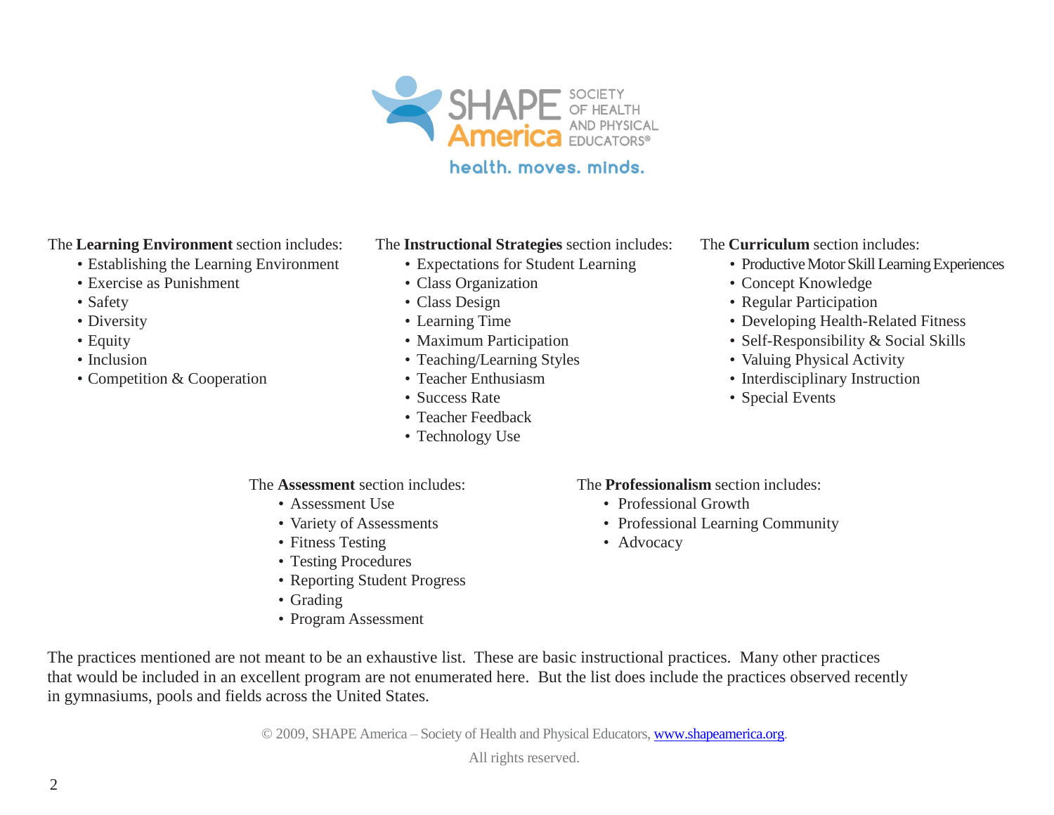The **Learning Environment** section includes:

- Establishing the Learning Environment
- Exercise as Punishment
- Safety
- Diversity
- Equity
- Inclusion
- Competition & Cooperation

The **Instructional Strategies** section includes:

- Expectations for Student Learning
- Class Organization
- Class Design
- Learning Time
- Maximum Participation
- Teaching/Learning Styles
- Teacher Enthusiasm
- Success Rate
- Teacher Feedback
- Technology Use

The **Curriculum** section includes:

- Productive Motor Skill Learning Experiences
- Concept Knowledge
- Regular Participation
- Developing Health-Related Fitness
- Self-Responsibility & Social Skills
- Valuing Physical Activity
- Interdisciplinary Instruction
- Special Events

The **Assessment** section includes:

- Assessment Use
- Variety of Assessments
- Fitness Testing
- Testing Procedures
- Reporting Student Progress
- Grading
- Program Assessment

The **Professionalism** section includes:

- Professional Growth
- Professional Learning Community
- Advocacy

The practices mentioned are not meant to be an exhaustive list. These are basic instructional practices. Many other practices that would be included in an excellent program are not enumerated here. But the list does include the practices observed recently in gymnasiums, pools and fields across the United States.

© 2009, SHAPE America – Society of Health and Physical Educators, www.shapeamerica.org.

All rights reserved.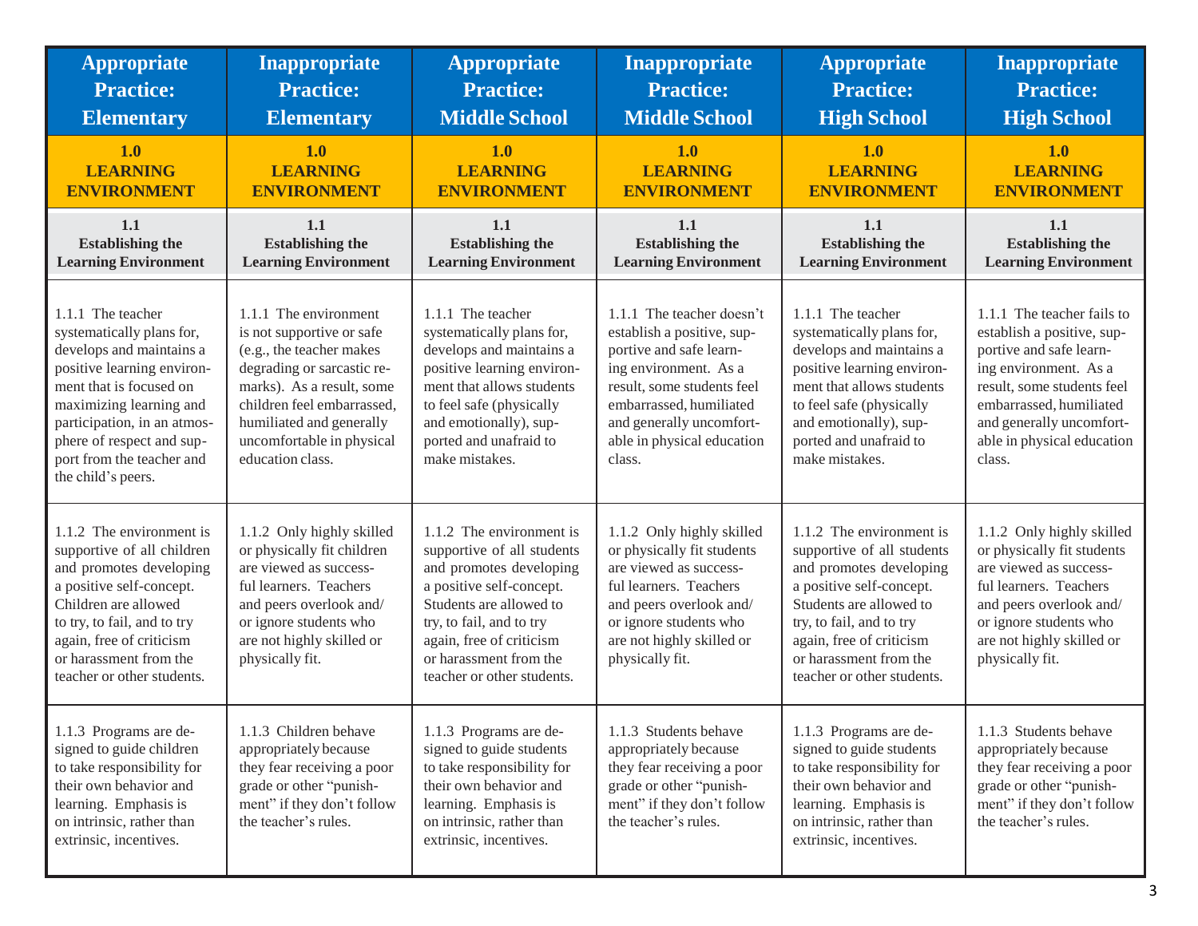| Appropriate Practice: Elementary | Inappropriate Practice: Elementary | Appropriate Practice: Middle School | Inappropriate Practice: Middle School | Appropriate Practice: High School | Inappropriate Practice: High School |
|---|---|---|---|---|---|
| **1.0 LEARNING ENVIRONMENT** | **1.0 LEARNING ENVIRONMENT** | **1.0 LEARNING ENVIRONMENT** | **1.0 LEARNING ENVIRONMENT** | **1.0 LEARNING ENVIRONMENT** | **1.0 LEARNING ENVIRONMENT** |
| **1.1 Establishing the Learning Environment** | **1.1 Establishing the Learning Environment** | **1.1 Establishing the Learning Environment** | **1.1 Establishing the Learning Environment** | **1.1 Establishing the Learning Environment** | **1.1 Establishing the Learning Environment** |
| 1.1.1 The teacher systematically plans for, develops and maintains a positive learning environment that is focused on maximizing learning and participation, in an atmosphere of respect and support from the teacher and the child's peers. | 1.1.1 The environment is not supportive or safe (e.g., the teacher makes degrading or sarcastic remarks). As a result, some children feel embarrassed, humiliated and generally uncomfortable in physical education class. | 1.1.1 The teacher systematically plans for, develops and maintains a positive learning environment that allows students to feel safe (physically and emotionally), supported and unafraid to make mistakes. | 1.1.1 The teacher doesn't establish a positive, supportive and safe learning environment. As a result, some students feel embarrassed, humiliated and generally uncomfortable in physical education class. | 1.1.1 The teacher systematically plans for, develops and maintains a positive learning environment that allows students to feel safe (physically and emotionally), supported and unafraid to make mistakes. | 1.1.1 The teacher fails to establish a positive, supportive and safe learning environment. As a result, some students feel embarrassed, humiliated and generally uncomfortable in physical education class. |
| 1.1.2 The environment is supportive of all children and promotes developing a positive self-concept. Children are allowed to try, to fail, and to try again, free of criticism or harassment from the teacher or other students. | 1.1.2 Only highly skilled or physically fit children are viewed as successful learners. Teachers and peers overlook and/or ignore students who are not highly skilled or physically fit. | 1.1.2 The environment is supportive of all students and promotes developing a positive self-concept. Students are allowed to try, to fail, and to try again, free of criticism or harassment from the teacher or other students. | 1.1.2 Only highly skilled or physically fit students are viewed as successful learners. Teachers and peers overlook and/or ignore students who are not highly skilled or physically fit. | 1.1.2 The environment is supportive of all students and promotes developing a positive self-concept. Students are allowed to try, to fail, and to try again, free of criticism or harassment from the teacher or other students. | 1.1.2 Only highly skilled or physically fit students are viewed as successful learners. Teachers and peers overlook and/or ignore students who are not highly skilled or physically fit. |
| 1.1.3 Programs are designed to guide children to take responsibility for their own behavior and learning. Emphasis is on intrinsic, rather than extrinsic, incentives. | 1.1.3 Children behave appropriately because they fear receiving a poor grade or other "punishment" if they don't follow the teacher's rules. | 1.1.3 Programs are designed to guide students to take responsibility for their own behavior and learning. Emphasis is on intrinsic, rather than extrinsic, incentives. | 1.1.3 Students behave appropriately because they fear receiving a poor grade or other "punishment" if they don't follow the teacher's rules. | 1.1.3 Programs are designed to guide students to take responsibility for their own behavior and learning. Emphasis is on intrinsic, rather than extrinsic, incentives. | 1.1.3 Students behave appropriately because they fear receiving a poor grade or other "punishment" if they don't follow the teacher's rules. |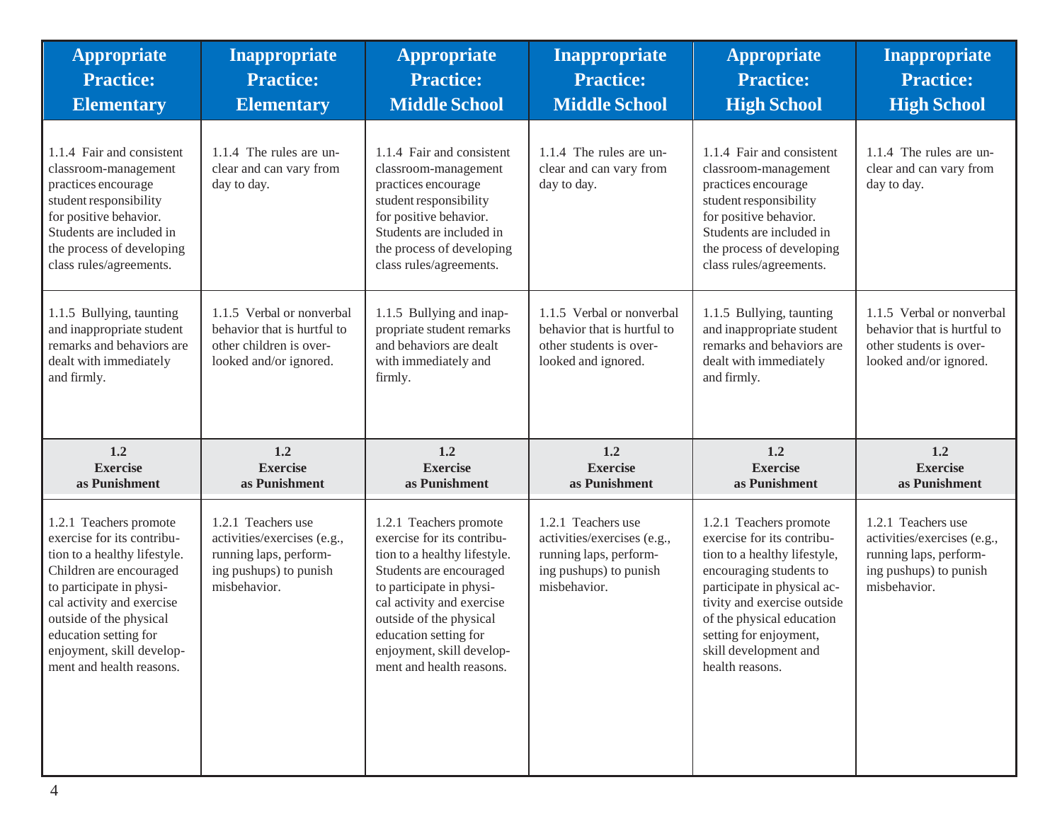| Appropriate Practice: Elementary | Inappropriate Practice: Elementary | Appropriate Practice: Middle School | Inappropriate Practice: Middle School | Appropriate Practice: High School | Inappropriate Practice: High School |
|---|---|---|---|---|---|
| 1.1.4 Fair and consistent classroom-management practices encourage student responsibility for positive behavior. Students are included in the process of developing class rules/agreements. | 1.1.4 The rules are unclear and can vary from day to day. | 1.1.4 Fair and consistent classroom-management practices encourage student responsibility for positive behavior. Students are included in the process of developing class rules/agreements. | 1.1.4 The rules are unclear and can vary from day to day. | 1.1.4 Fair and consistent classroom-management practices encourage student responsibility for positive behavior. Students are included in the process of developing class rules/agreements. | 1.1.4 The rules are unclear and can vary from day to day. |
| 1.1.5 Bullying, taunting and inappropriate student remarks and behaviors are dealt with immediately and firmly. | 1.1.5 Verbal or nonverbal behavior that is hurtful to other children is overlooked and/or ignored. | 1.1.5 Bullying and inappropriate student remarks and behaviors are dealt with immediately and firmly. | 1.1.5 Verbal or nonverbal behavior that is hurtful to other students is overlooked and ignored. | 1.1.5 Bullying, taunting and inappropriate student remarks and behaviors are dealt with immediately and firmly. | 1.1.5 Verbal or nonverbal behavior that is hurtful to other students is overlooked and/or ignored. |
| **1.2 Exercise as Punishment** | **1.2 Exercise as Punishment** | **1.2 Exercise as Punishment** | **1.2 Exercise as Punishment** | **1.2 Exercise as Punishment** | **1.2 Exercise as Punishment** |
| 1.2.1 Teachers promote exercise for its contribution to a healthy lifestyle. Children are encouraged to participate in physical activity and exercise outside of the physical education setting for enjoyment, skill development and health reasons. | 1.2.1 Teachers use activities/exercises (e.g., running laps, performing pushups) to punish misbehavior. | 1.2.1 Teachers promote exercise for its contribution to a healthy lifestyle. Students are encouraged to participate in physical activity and exercise outside of the physical education setting for enjoyment, skill development and health reasons. | 1.2.1 Teachers use activities/exercises (e.g., running laps, performing pushups) to punish misbehavior. | 1.2.1 Teachers promote exercise for its contribution to a healthy lifestyle, encouraging students to participate in physical activity and exercise outside of the physical education setting for enjoyment, skill development and health reasons. | 1.2.1 Teachers use activities/exercises (e.g., running laps, performing pushups) to punish misbehavior. |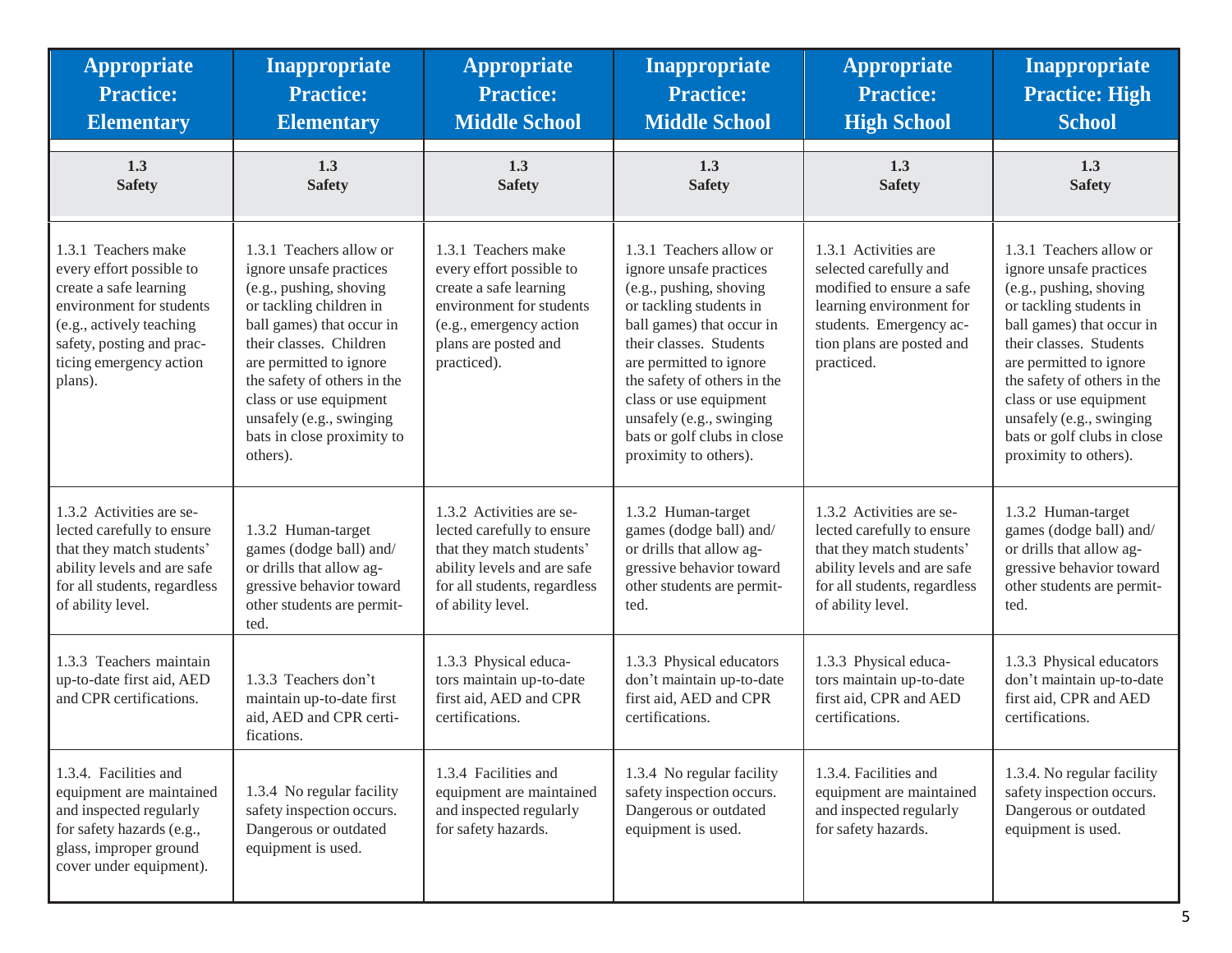| Appropriate Practice: Elementary | Inappropriate Practice: Elementary | Appropriate Practice: Middle School | Inappropriate Practice: Middle School | Appropriate Practice: High School | Inappropriate Practice: High School |
|---|---|---|---|---|---|
| **1.3 Safety** | **1.3 Safety** | **1.3 Safety** | **1.3 Safety** | **1.3 Safety** | **1.3 Safety** |
| 1.3.1 Teachers make every effort possible to create a safe learning environment for students (e.g., actively teaching safety, posting and practicing emergency action plans). | 1.3.1 Teachers allow or ignore unsafe practices (e.g., pushing, shoving or tackling children in ball games) that occur in their classes. Children are permitted to ignore the safety of others in the class or use equipment unsafely (e.g., swinging bats in close proximity to others). | 1.3.1 Teachers make every effort possible to create a safe learning environment for students (e.g., emergency action plans are posted and practiced). | 1.3.1 Teachers allow or ignore unsafe practices (e.g., pushing, shoving or tackling students in ball games) that occur in their classes. Students are permitted to ignore the safety of others in the class or use equipment unsafely (e.g., swinging bats or golf clubs in close proximity to others). | 1.3.1 Activities are selected carefully and modified to ensure a safe learning environment for students. Emergency action plans are posted and practiced. | 1.3.1 Teachers allow or ignore unsafe practices (e.g., pushing, shoving or tackling students in ball games) that occur in their classes. Students are permitted to ignore the safety of others in the class or use equipment unsafely (e.g., swinging bats or golf clubs in close proximity to others). |
| 1.3.2 Activities are selected carefully to ensure that they match students' ability levels and are safe for all students, regardless of ability level. | 1.3.2 Human-target games (dodge ball) and/or drills that allow aggressive behavior toward other students are permitted. | 1.3.2 Activities are selected carefully to ensure that they match students' ability levels and are safe for all students, regardless of ability level. | 1.3.2 Human-target games (dodge ball) and/or drills that allow aggressive behavior toward other students are permitted. | 1.3.2 Activities are selected carefully to ensure that they match students' ability levels and are safe for all students, regardless of ability level. | 1.3.2 Human-target games (dodge ball) and/or drills that allow aggressive behavior toward other students are permitted. |
| 1.3.3 Teachers maintain up-to-date first aid, AED and CPR certifications. | 1.3.3 Teachers don't maintain up-to-date first aid, AED and CPR certifications. | 1.3.3 Physical educators maintain up-to-date first aid, AED and CPR certifications. | 1.3.3 Physical educators don't maintain up-to-date first aid, AED and CPR certifications. | 1.3.3 Physical educators maintain up-to-date first aid, CPR and AED certifications. | 1.3.3 Physical educators don't maintain up-to-date first aid, CPR and AED certifications. |
| 1.3.4. Facilities and equipment are maintained and inspected regularly for safety hazards (e.g., glass, improper ground cover under equipment). | 1.3.4 No regular facility safety inspection occurs. Dangerous or outdated equipment is used. | 1.3.4 Facilities and equipment are maintained and inspected regularly for safety hazards. | 1.3.4 No regular facility safety inspection occurs. Dangerous or outdated equipment is used. | 1.3.4. Facilities and equipment are maintained and inspected regularly for safety hazards. | 1.3.4. No regular facility safety inspection occurs. Dangerous or outdated equipment is used. |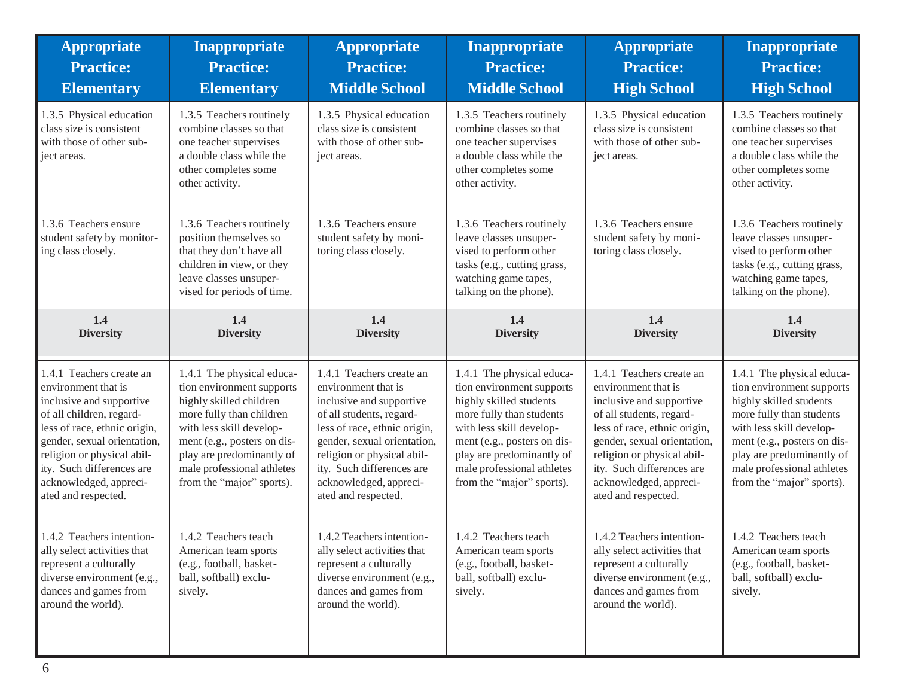| Appropriate Practice: Elementary | Inappropriate Practice: Elementary | Appropriate Practice: Middle School | Inappropriate Practice: Middle School | Appropriate Practice: High School | Inappropriate Practice: High School |
|---|---|---|---|---|---|
| 1.3.5 Physical education class size is consistent with those of other subject areas. | 1.3.5 Teachers routinely combine classes so that one teacher supervises a double class while the other completes some other activity. | 1.3.5 Physical education class size is consistent with those of other subject areas. | 1.3.5 Teachers routinely combine classes so that one teacher supervises a double class while the other completes some other activity. | 1.3.5 Physical education class size is consistent with those of other subject areas. | 1.3.5 Teachers routinely combine classes so that one teacher supervises a double class while the other completes some other activity. |
| 1.3.6 Teachers ensure student safety by monitoring class closely. | 1.3.6 Teachers routinely position themselves so that they don't have all children in view, or they leave classes unsupervised for periods of time. | 1.3.6 Teachers ensure student safety by monitoring class closely. | 1.3.6 Teachers routinely leave classes unsupervised to perform other tasks (e.g., cutting grass, watching game tapes, talking on the phone). | 1.3.6 Teachers ensure student safety by monitoring class closely. | 1.3.6 Teachers routinely leave classes unsupervised to perform other tasks (e.g., cutting grass, watching game tapes, talking on the phone). |
| **1.4 Diversity** | **1.4 Diversity** | **1.4 Diversity** | **1.4 Diversity** | **1.4 Diversity** | **1.4 Diversity** |
| 1.4.1 Teachers create an environment that is inclusive and supportive of all children, regardless of race, ethnic origin, gender, sexual orientation, religion or physical ability. Such differences are acknowledged, appreciated and respected. | 1.4.1 The physical education environment supports highly skilled children more fully than children with less skill development (e.g., posters on display are predominantly of male professional athletes from the "major" sports). | 1.4.1 Teachers create an environment that is inclusive and supportive of all students, regardless of race, ethnic origin, gender, sexual orientation, religion or physical ability. Such differences are acknowledged, appreciated and respected. | 1.4.1 The physical education environment supports highly skilled students more fully than students with less skill development (e.g., posters on display are predominantly of male professional athletes from the "major" sports). | 1.4.1 Teachers create an environment that is inclusive and supportive of all students, regardless of race, ethnic origin, gender, sexual orientation, religion or physical ability. Such differences are acknowledged, appreciated and respected. | 1.4.1 The physical education environment supports highly skilled students more fully than students with less skill development (e.g., posters on display are predominantly of male professional athletes from the "major" sports). |
| 1.4.2 Teachers intentionally select activities that represent a culturally diverse environment (e.g., dances and games from around the world). | 1.4.2 Teachers teach American team sports (e.g., football, basketball, softball) exclusively. | 1.4.2 Teachers intentionally select activities that represent a culturally diverse environment (e.g., dances and games from around the world). | 1.4.2 Teachers teach American team sports (e.g., football, basketball, softball) exclusively. | 1.4.2 Teachers intentionally select activities that represent a culturally diverse environment (e.g., dances and games from around the world). | 1.4.2 Teachers teach American team sports (e.g., football, basketball, softball) exclusively. |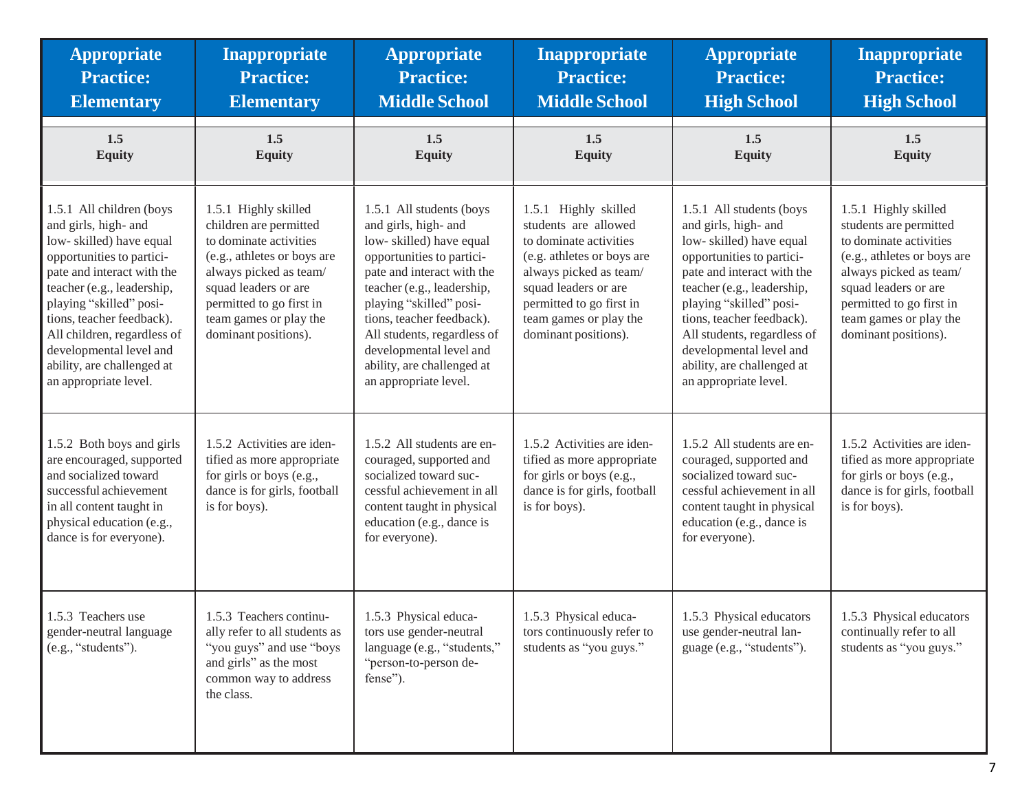| Appropriate Practice: Elementary | Inappropriate Practice: Elementary | Appropriate Practice: Middle School | Inappropriate Practice: Middle School | Appropriate Practice: High School | Inappropriate Practice: High School |
|---|---|---|---|---|---|
| **1.5 Equity** | **1.5 Equity** | **1.5 Equity** | **1.5 Equity** | **1.5 Equity** | **1.5 Equity** |
| 1.5.1 All children (boys and girls, high- and low- skilled) have equal opportunities to participate and interact with the teacher (e.g., leadership, playing "skilled" positions, teacher feedback). All children, regardless of developmental level and ability, are challenged at an appropriate level. | 1.5.1 Highly skilled children are permitted to dominate activities (e.g., athletes or boys are always picked as team/squad leaders or are permitted to go first in team games or play the dominant positions). | 1.5.1 All students (boys and girls, high- and low- skilled) have equal opportunities to participate and interact with the teacher (e.g., leadership, playing "skilled" positions, teacher feedback). All students, regardless of developmental level and ability, are challenged at an appropriate level. | 1.5.1 Highly skilled students are allowed to dominate activities (e.g. athletes or boys are always picked as team/squad leaders or are permitted to go first in team games or play the dominant positions). | 1.5.1 All students (boys and girls, high- and low- skilled) have equal opportunities to participate and interact with the teacher (e.g., leadership, playing "skilled" positions, teacher feedback). All students, regardless of developmental level and ability, are challenged at an appropriate level. | 1.5.1 Highly skilled students are permitted to dominate activities (e.g., athletes or boys are always picked as team/squad leaders or are permitted to go first in team games or play the dominant positions). |
| 1.5.2 Both boys and girls are encouraged, supported and socialized toward successful achievement in all content taught in physical education (e.g., dance is for everyone). | 1.5.2 Activities are identified as more appropriate for girls or boys (e.g., dance is for girls, football is for boys). | 1.5.2 All students are encouraged, supported and socialized toward successful achievement in all content taught in physical education (e.g., dance is for everyone). | 1.5.2 Activities are identified as more appropriate for girls or boys (e.g., dance is for girls, football is for boys). | 1.5.2 All students are encouraged, supported and socialized toward successful achievement in all content taught in physical education (e.g., dance is for everyone). | 1.5.2 Activities are identified as more appropriate for girls or boys (e.g., dance is for girls, football is for boys). |
| 1.5.3 Teachers use gender-neutral language (e.g., "students"). | 1.5.3 Teachers continually refer to all students as "you guys" and use "boys and girls" as the most common way to address the class. | 1.5.3 Physical educators use gender-neutral language (e.g., "students," "person-to-person defense"). | 1.5.3 Physical educators continuously refer to students as "you guys." | 1.5.3 Physical educators use gender-neutral language (e.g., "students"). | 1.5.3 Physical educators continually refer to all students as "you guys." |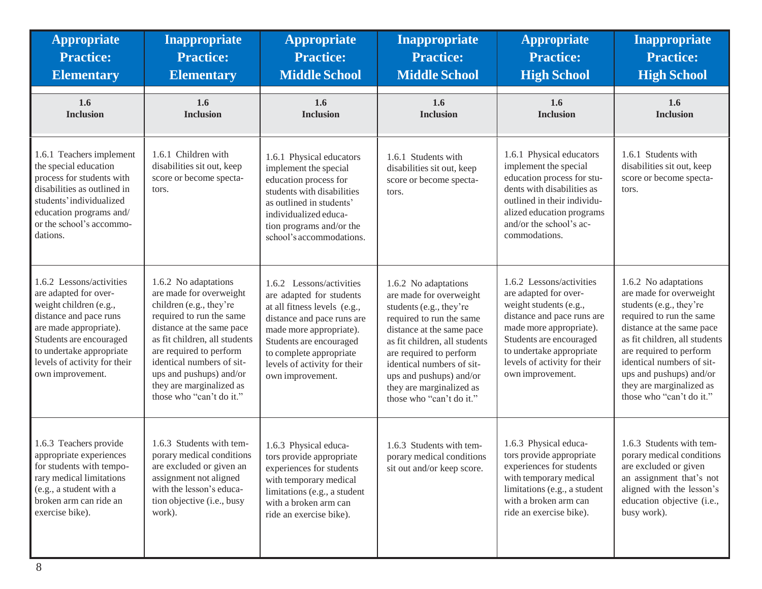| Appropriate Practice: Elementary | Inappropriate Practice: Elementary | Appropriate Practice: Middle School | Inappropriate Practice: Middle School | Appropriate Practice: High School | Inappropriate Practice: High School |
|---|---|---|---|---|---|
| **1.6 Inclusion** | **1.6 Inclusion** | **1.6 Inclusion** | **1.6 Inclusion** | **1.6 Inclusion** | **1.6 Inclusion** |
| 1.6.1 Teachers implement the special education process for students with disabilities as outlined in students' individualized education programs and/or the school's accommodations. | 1.6.1 Children with disabilities sit out, keep score or become spectators. | 1.6.1 Physical educators implement the special education process for students with disabilities as outlined in students' individualized education programs and/or the school's accommodations. | 1.6.1 Students with disabilities sit out, keep score or become spectators. | 1.6.1 Physical educators implement the special education process for students with disabilities as outlined in their individualized education programs and/or the school's accommodations. | 1.6.1 Students with disabilities sit out, keep score or become spectators. |
| 1.6.2 Lessons/activities are adapted for overweight children (e.g., distance and pace runs are made appropriate). Students are encouraged to undertake appropriate levels of activity for their own improvement. | 1.6.2 No adaptations are made for overweight children (e.g., they're required to run the same distance at the same pace as fit children, all students are required to perform identical numbers of sit-ups and pushups) and/or they are marginalized as those who "can't do it." | 1.6.2 Lessons/activities are adapted for students at all fitness levels (e.g., distance and pace runs are made more appropriate). Students are encouraged to complete appropriate levels of activity for their own improvement. | 1.6.2 No adaptations are made for overweight students (e.g., they're required to run the same distance at the same pace as fit children, all students are required to perform identical numbers of sit-ups and pushups) and/or they are marginalized as those who "can't do it." | 1.6.2 Lessons/activities are adapted for overweight students (e.g., distance and pace runs are made more appropriate). Students are encouraged to undertake appropriate levels of activity for their own improvement. | 1.6.2 No adaptations are made for overweight students (e.g., they're required to run the same distance at the same pace as fit children, all students are required to perform identical numbers of sit-ups and pushups) and/or they are marginalized as those who "can't do it." |
| 1.6.3 Teachers provide appropriate experiences for students with temporary medical limitations (e.g., a student with a broken arm can ride an exercise bike). | 1.6.3 Students with temporary medical conditions are excluded or given an assignment not aligned with the lesson's education objective (i.e., busy work). | 1.6.3 Physical educators provide appropriate experiences for students with temporary medical limitations (e.g., a student with a broken arm can ride an exercise bike). | 1.6.3 Students with temporary medical conditions sit out and/or keep score. | 1.6.3 Physical educators provide appropriate experiences for students with temporary medical limitations (e.g., a student with a broken arm can ride an exercise bike). | 1.6.3 Students with temporary medical conditions are excluded or given an assignment that's not aligned with the lesson's education objective (i.e., busy work). |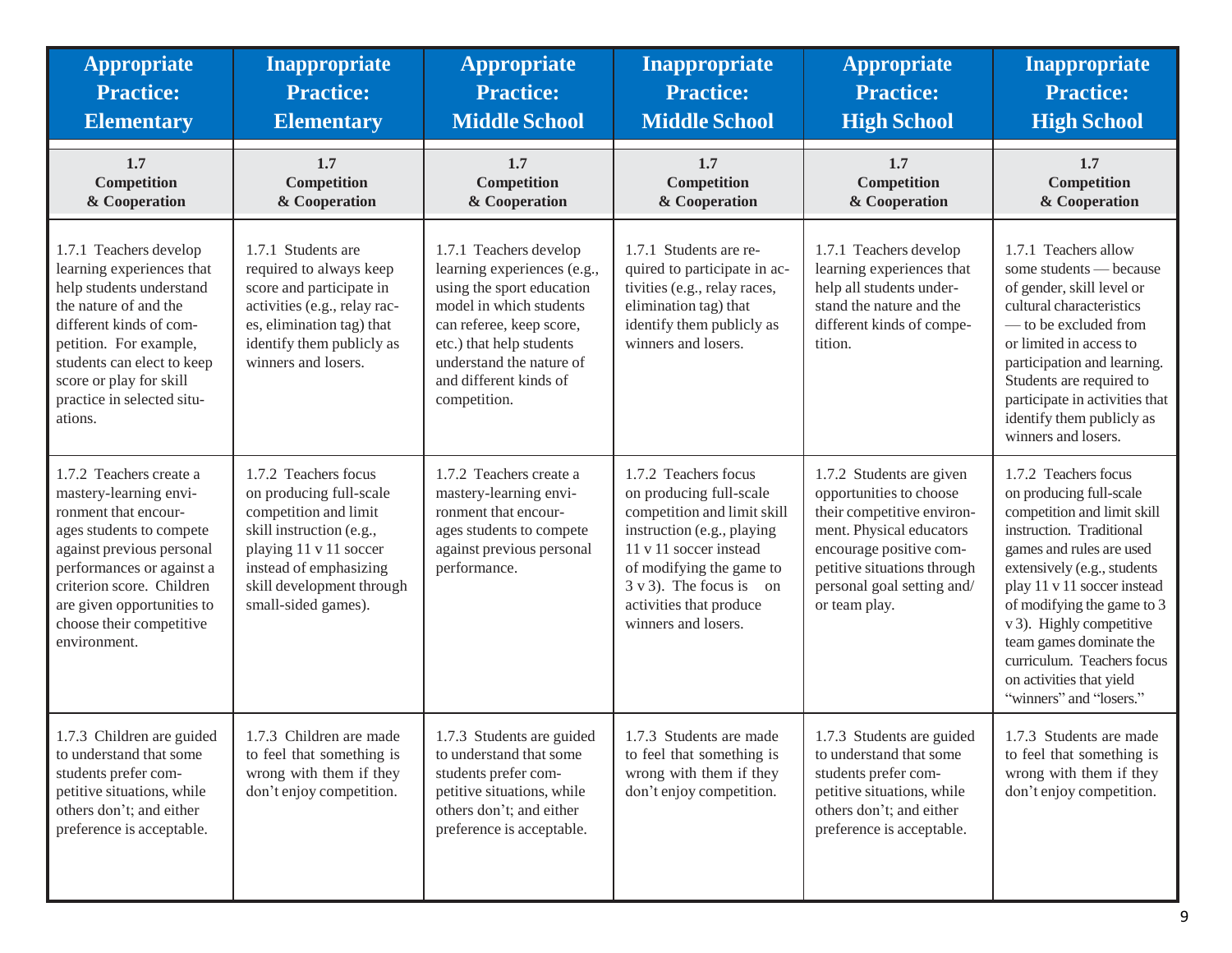| Appropriate Practice: Elementary | Inappropriate Practice: Elementary | Appropriate Practice: Middle School | Inappropriate Practice: Middle School | Appropriate Practice: High School | Inappropriate Practice: High School |
|---|---|---|---|---|---|
| **1.7 Competition & Cooperation** | **1.7 Competition & Cooperation** | **1.7 Competition & Cooperation** | **1.7 Competition & Cooperation** | **1.7 Competition & Cooperation** | **1.7 Competition & Cooperation** |
| 1.7.1 Teachers develop learning experiences that help students understand the nature of and the different kinds of competition. For example, students can elect to keep score or play for skill practice in selected situations. | 1.7.1 Students are required to always keep score and participate in activities (e.g., relay races, elimination tag) that identify them publicly as winners and losers. | 1.7.1 Teachers develop learning experiences (e.g., using the sport education model in which students can referee, keep score, etc.) that help students understand the nature of and different kinds of competition. | 1.7.1 Students are required to participate in activities (e.g., relay races, elimination tag) that identify them publicly as winners and losers. | 1.7.1 Teachers develop learning experiences that help all students understand the nature and the different kinds of competition. | 1.7.1 Teachers allow some students — because of gender, skill level or cultural characteristics — to be excluded from or limited in access to participation and learning. Students are required to participate in activities that identify them publicly as winners and losers. |
| 1.7.2 Teachers create a mastery-learning environment that encourages students to compete against previous personal performances or against a criterion score. Children are given opportunities to choose their competitive environment. | 1.7.2 Teachers focus on producing full-scale competition and limit skill instruction (e.g., playing 11 v 11 soccer instead of emphasizing skill development through small-sided games). | 1.7.2 Teachers create a mastery-learning environment that encourages students to compete against previous personal performance. | 1.7.2 Teachers focus on producing full-scale competition and limit skill instruction (e.g., playing 11 v 11 soccer instead of modifying the game to 3 v 3). The focus is on activities that produce winners and losers. | 1.7.2 Students are given opportunities to choose their competitive environment. Physical educators encourage positive competitive situations through personal goal setting and/or team play. | 1.7.2 Teachers focus on producing full-scale competition and limit skill instruction. Traditional games and rules are used extensively (e.g., students play 11 v 11 soccer instead of modifying the game to 3 v 3). Highly competitive team games dominate the curriculum. Teachers focus on activities that yield "winners" and "losers." |
| 1.7.3 Children are guided to understand that some students prefer competitive situations, while others don't; and either preference is acceptable. | 1.7.3 Children are made to feel that something is wrong with them if they don't enjoy competition. | 1.7.3 Students are guided to understand that some students prefer competitive situations, while others don't; and either preference is acceptable. | 1.7.3 Students are made to feel that something is wrong with them if they don't enjoy competition. | 1.7.3 Students are guided to understand that some students prefer competitive situations, while others don't; and either preference is acceptable. | 1.7.3 Students are made to feel that something is wrong with them if they don't enjoy competition. |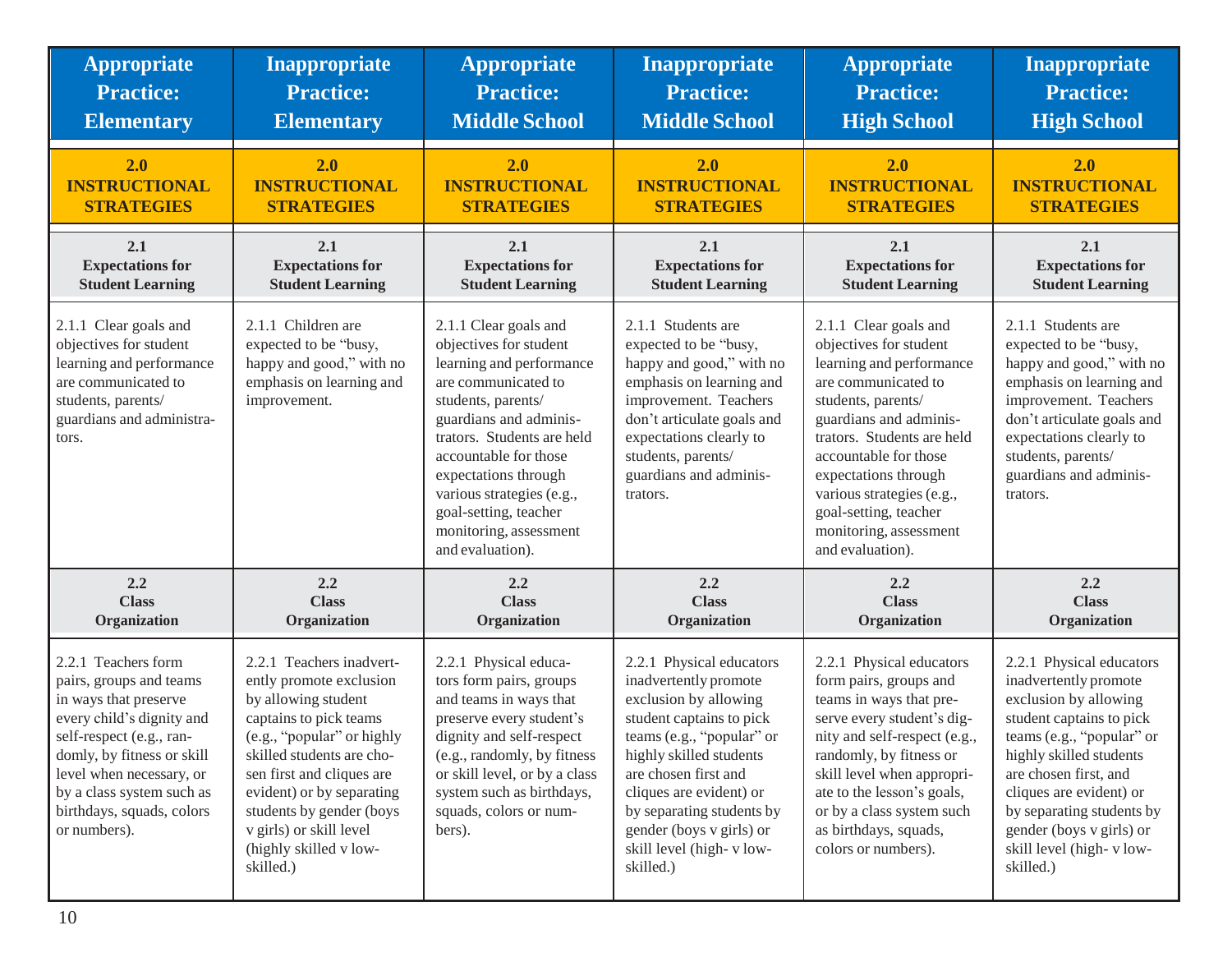| Appropriate Practice: Elementary | Inappropriate Practice: Elementary | Appropriate Practice: Middle School | Inappropriate Practice: Middle School | Appropriate Practice: High School | Inappropriate Practice: High School |
|---|---|---|---|---|---|
| **2.0 INSTRUCTIONAL STRATEGIES** | **2.0 INSTRUCTIONAL STRATEGIES** | **2.0 INSTRUCTIONAL STRATEGIES** | **2.0 INSTRUCTIONAL STRATEGIES** | **2.0 INSTRUCTIONAL STRATEGIES** | **2.0 INSTRUCTIONAL STRATEGIES** |
| **2.1 Expectations for Student Learning** | **2.1 Expectations for Student Learning** | **2.1 Expectations for Student Learning** | **2.1 Expectations for Student Learning** | **2.1 Expectations for Student Learning** | **2.1 Expectations for Student Learning** |
| 2.1.1 Clear goals and objectives for student learning and performance are communicated to students, parents/ guardians and administrators. | 2.1.1 Children are expected to be "busy, happy and good," with no emphasis on learning and improvement. | 2.1.1 Clear goals and objectives for student learning and performance are communicated to students, parents/ guardians and administrators. Students are held accountable for those expectations through various strategies (e.g., goal-setting, teacher monitoring, assessment and evaluation). | 2.1.1 Students are expected to be "busy, happy and good," with no emphasis on learning and improvement. Teachers don't articulate goals and expectations clearly to students, parents/ guardians and administrators. | 2.1.1 Clear goals and objectives for student learning and performance are communicated to students, parents/ guardians and administrators. Students are held accountable for those expectations through various strategies (e.g., goal-setting, teacher monitoring, assessment and evaluation). | 2.1.1 Students are expected to be "busy, happy and good," with no emphasis on learning and improvement. Teachers don't articulate goals and expectations clearly to students, parents/ guardians and administrators. |
| **2.2 Class Organization** | **2.2 Class Organization** | **2.2 Class Organization** | **2.2 Class Organization** | **2.2 Class Organization** | **2.2 Class Organization** |
| 2.2.1 Teachers form pairs, groups and teams in ways that preserve every child's dignity and self-respect (e.g., randomly, by fitness or skill level when necessary, or by a class system such as birthdays, squads, colors or numbers). | 2.2.1 Teachers inadvertently promote exclusion by allowing student captains to pick teams (e.g., "popular" or highly skilled students are chosen first and cliques are evident) or by separating students by gender (boys v girls) or skill level (highly skilled v low-skilled.) | 2.2.1 Physical educators form pairs, groups and teams in ways that preserve every student's dignity and self-respect (e.g., randomly, by fitness or skill level, or by a class system such as birthdays, squads, colors or numbers). | 2.2.1 Physical educators inadvertently promote exclusion by allowing student captains to pick teams (e.g., "popular" or highly skilled students are chosen first and cliques are evident) or by separating students by gender (boys v girls) or skill level (high- v low-skilled.) | 2.2.1 Physical educators form pairs, groups and teams in ways that preserve every student's dignity and self-respect (e.g., randomly, by fitness or skill level when appropriate to the lesson's goals, or by a class system such as birthdays, squads, colors or numbers). | 2.2.1 Physical educators inadvertently promote exclusion by allowing student captains to pick teams (e.g., "popular" or highly skilled students are chosen first, and cliques are evident) or by separating students by gender (boys v girls) or skill level (high- v low-skilled.) |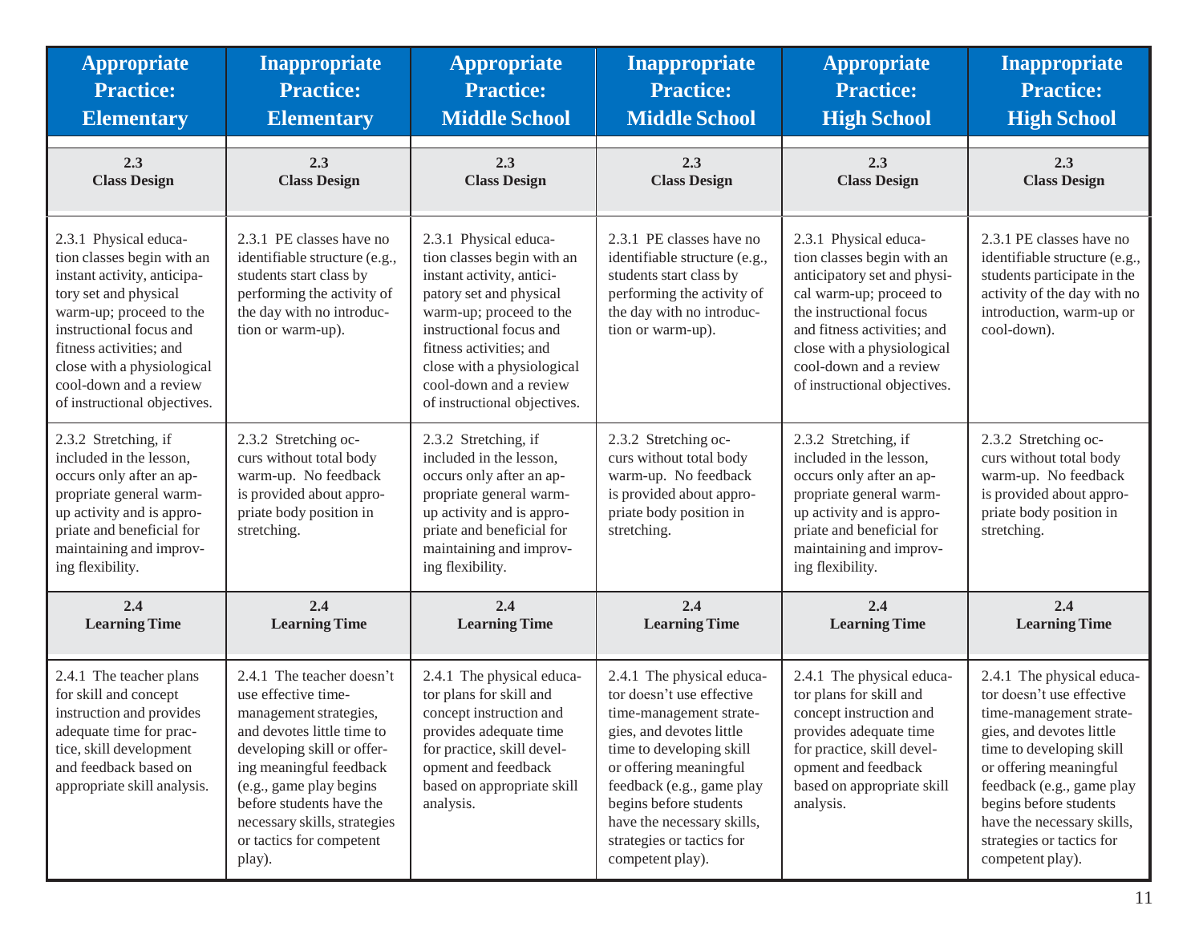| Appropriate Practice: Elementary | Inappropriate Practice: Elementary | Appropriate Practice: Middle School | Inappropriate Practice: Middle School | Appropriate Practice: High School | Inappropriate Practice: High School |
|---|---|---|---|---|---|
| **2.3 Class Design** | **2.3 Class Design** | **2.3 Class Design** | **2.3 Class Design** | **2.3 Class Design** | **2.3 Class Design** |
| 2.3.1 Physical education classes begin with an instant activity, anticipatory set and physical warm-up; proceed to the instructional focus and fitness activities; and close with a physiological cool-down and a review of instructional objectives. | 2.3.1 PE classes have no identifiable structure (e.g., students start class by performing the activity of the day with no introduction or warm-up). | 2.3.1 Physical education classes begin with an instant activity, anticipatory set and physical warm-up; proceed to the instructional focus and fitness activities; and close with a physiological cool-down and a review of instructional objectives. | 2.3.1 PE classes have no identifiable structure (e.g., students start class by performing the activity of the day with no introduction or warm-up). | 2.3.1 Physical education classes begin with an anticipatory set and physical warm-up; proceed to the instructional focus and fitness activities; and close with a physiological cool-down and a review of instructional objectives. | 2.3.1 PE classes have no identifiable structure (e.g., students participate in the activity of the day with no introduction, warm-up or cool-down). |
| 2.3.2 Stretching, if included in the lesson, occurs only after an appropriate general warm-up activity and is appropriate and beneficial for maintaining and improving flexibility. | 2.3.2 Stretching occurs without total body warm-up. No feedback is provided about appropriate body position in stretching. | 2.3.2 Stretching, if included in the lesson, occurs only after an appropriate general warm-up activity and is appropriate and beneficial for maintaining and improving flexibility. | 2.3.2 Stretching occurs without total body warm-up. No feedback is provided about appropriate body position in stretching. | 2.3.2 Stretching, if included in the lesson, occurs only after an appropriate general warm-up activity and is appropriate and beneficial for maintaining and improving flexibility. | 2.3.2 Stretching occurs without total body warm-up. No feedback is provided about appropriate body position in stretching. |
| **2.4 Learning Time** | **2.4 Learning Time** | **2.4 Learning Time** | **2.4 Learning Time** | **2.4 Learning Time** | **2.4 Learning Time** |
| 2.4.1 The teacher plans for skill and concept instruction and provides adequate time for practice, skill development and feedback based on appropriate skill analysis. | 2.4.1 The teacher doesn't use effective time-management strategies, and devotes little time to developing skill or offering meaningful feedback (e.g., game play begins before students have the necessary skills, strategies or tactics for competent play). | 2.4.1 The physical educator plans for skill and concept instruction and provides adequate time for practice, skill development and feedback based on appropriate skill analysis. | 2.4.1 The physical educator doesn't use effective time-management strategies, and devotes little time to developing skill or offering meaningful feedback (e.g., game play begins before students have the necessary skills, strategies or tactics for competent play). | 2.4.1 The physical educator plans for skill and concept instruction and provides adequate time for practice, skill development and feedback based on appropriate skill analysis. | 2.4.1 The physical educator doesn't use effective time-management strategies, and devotes little time to developing skill or offering meaningful feedback (e.g., game play begins before students have the necessary skills, strategies or tactics for competent play). |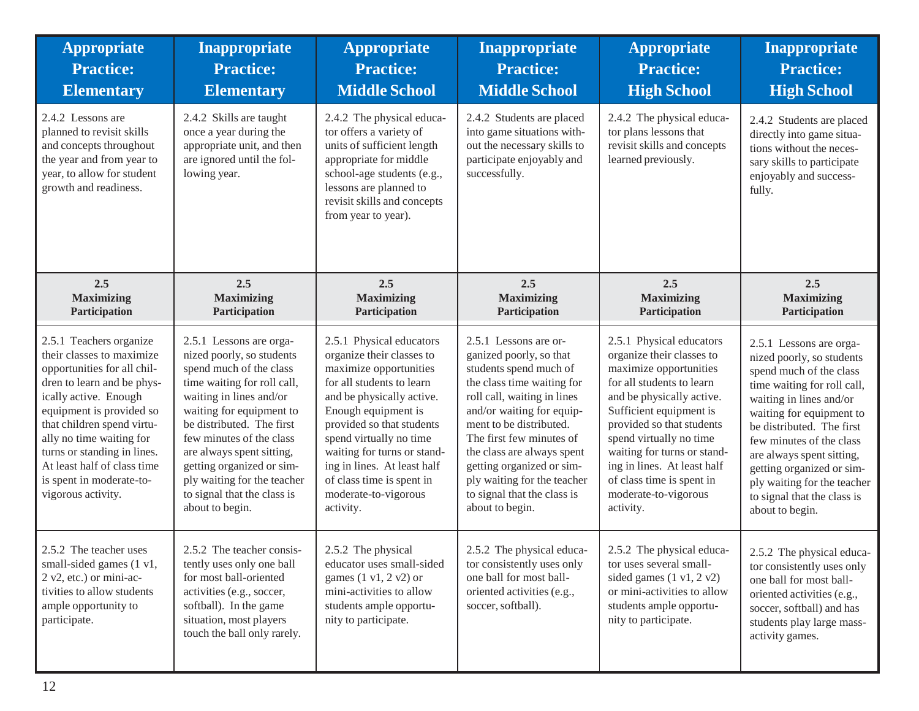| Appropriate Practice: Elementary | Inappropriate Practice: Elementary | Appropriate Practice: Middle School | Inappropriate Practice: Middle School | Appropriate Practice: High School | Inappropriate Practice: High School |
|---|---|---|---|---|---|
| 2.4.2 Lessons are planned to revisit skills and concepts throughout the year and from year to year, to allow for student growth and readiness. | 2.4.2 Skills are taught once a year during the appropriate unit, and then are ignored until the following year. | 2.4.2 The physical educator offers a variety of units of sufficient length appropriate for middle school-age students (e.g., lessons are planned to revisit skills and concepts from year to year). | 2.4.2 Students are placed into game situations without the necessary skills to participate enjoyably and successfully. | 2.4.2 The physical educator plans lessons that revisit skills and concepts learned previously. | 2.4.2 Students are placed directly into game situations without the necessary skills to participate enjoyably and successfully. |
| **2.5 Maximizing Participation** | **2.5 Maximizing Participation** | **2.5 Maximizing Participation** | **2.5 Maximizing Participation** | **2.5 Maximizing Participation** | **2.5 Maximizing Participation** |
| 2.5.1 Teachers organize their classes to maximize opportunities for all children to learn and be physically active. Enough equipment is provided so that children spend virtually no time waiting for turns or standing in lines. At least half of class time is spent in moderate-to-vigorous activity. | 2.5.1 Lessons are organized poorly, so students spend much of the class time waiting for roll call, waiting in lines and/or waiting for equipment to be distributed. The first few minutes of the class are always spent sitting, getting organized or simply waiting for the teacher to signal that the class is about to begin. | 2.5.1 Physical educators organize their classes to maximize opportunities for all students to learn and be physically active. Enough equipment is provided so that students spend virtually no time waiting for turns or standing in lines. At least half of class time is spent in moderate-to-vigorous activity. | 2.5.1 Lessons are organized poorly, so that students spend much of the class time waiting for roll call, waiting in lines and/or waiting for equipment to be distributed. The first few minutes of the class are always spent getting organized or simply waiting for the teacher to signal that the class is about to begin. | 2.5.1 Physical educators organize their classes to maximize opportunities for all students to learn and be physically active. Sufficient equipment is provided so that students spend virtually no time waiting for turns or standing in lines. At least half of class time is spent in moderate-to-vigorous activity. | 2.5.1 Lessons are organized poorly, so students spend much of the class time waiting for roll call, waiting in lines and/or waiting for equipment to be distributed. The first few minutes of the class are always spent sitting, getting organized or simply waiting for the teacher to signal that the class is about to begin. |
| 2.5.2 The teacher uses small-sided games (1 v1, 2 v2, etc.) or mini-activities to allow students ample opportunity to participate. | 2.5.2 The teacher consistently uses only one ball for most ball-oriented activities (e.g., soccer, softball). In the game situation, most players touch the ball only rarely. | 2.5.2 The physical educator uses small-sided games (1 v1, 2 v2) or mini-activities to allow students ample opportunity to participate. | 2.5.2 The physical educator consistently uses only one ball for most ball-oriented activities (e.g., soccer, softball). | 2.5.2 The physical educator uses several small-sided games (1 v1, 2 v2) or mini-activities to allow students ample opportunity to participate. | 2.5.2 The physical educator consistently uses only one ball for most ball-oriented activities (e.g., soccer, softball) and has students play large mass-activity games. |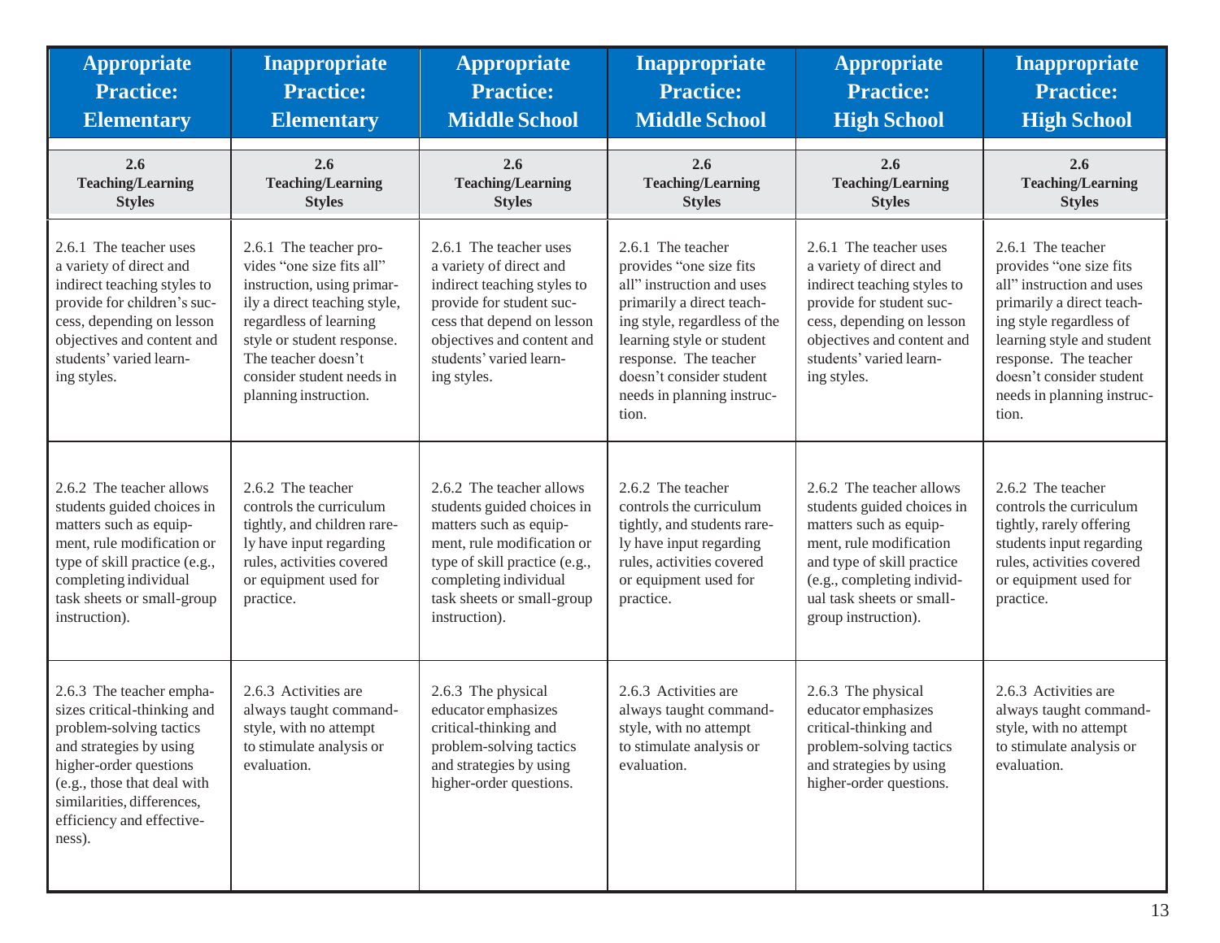| Appropriate Practice: Elementary | Inappropriate Practice: Elementary | Appropriate Practice: Middle School | Inappropriate Practice: Middle School | Appropriate Practice: High School | Inappropriate Practice: High School |
|---|---|---|---|---|---|
| **2.6 Teaching/Learning Styles** | **2.6 Teaching/Learning Styles** | **2.6 Teaching/Learning Styles** | **2.6 Teaching/Learning Styles** | **2.6 Teaching/Learning Styles** | **2.6 Teaching/Learning Styles** |
| 2.6.1 The teacher uses a variety of direct and indirect teaching styles to provide for children's success, depending on lesson objectives and content and students' varied learning styles. | 2.6.1 The teacher provides "one size fits all" instruction, using primarily a direct teaching style, regardless of learning style or student response. The teacher doesn't consider student needs in planning instruction. | 2.6.1 The teacher uses a variety of direct and indirect teaching styles to provide for student success that depend on lesson objectives and content and students' varied learning styles. | 2.6.1 The teacher provides "one size fits all" instruction and uses primarily a direct teaching style, regardless of the learning style or student response. The teacher doesn't consider student needs in planning instruction. | 2.6.1 The teacher uses a variety of direct and indirect teaching styles to provide for student success, depending on lesson objectives and content and students' varied learning styles. | 2.6.1 The teacher provides "one size fits all" instruction and uses primarily a direct teaching style regardless of learning style and student response. The teacher doesn't consider student needs in planning instruction. |
| 2.6.2 The teacher allows students guided choices in matters such as equipment, rule modification or type of skill practice (e.g., completing individual task sheets or small-group instruction). | 2.6.2 The teacher controls the curriculum tightly, and children rarely have input regarding rules, activities covered or equipment used for practice. | 2.6.2 The teacher allows students guided choices in matters such as equipment, rule modification or type of skill practice (e.g., completing individual task sheets or small-group instruction). | 2.6.2 The teacher controls the curriculum tightly, and students rarely have input regarding rules, activities covered or equipment used for practice. | 2.6.2 The teacher allows students guided choices in matters such as equipment, rule modification and type of skill practice (e.g., completing individual task sheets or small-group instruction). | 2.6.2 The teacher controls the curriculum tightly, rarely offering students input regarding rules, activities covered or equipment used for practice. |
| 2.6.3 The teacher emphasizes critical-thinking and problem-solving tactics and strategies by using higher-order questions (e.g., those that deal with similarities, differences, efficiency and effectiveness). | 2.6.3 Activities are always taught command-style, with no attempt to stimulate analysis or evaluation. | 2.6.3 The physical educator emphasizes critical-thinking and problem-solving tactics and strategies by using higher-order questions. | 2.6.3 Activities are always taught command-style, with no attempt to stimulate analysis or evaluation. | 2.6.3 The physical educator emphasizes critical-thinking and problem-solving tactics and strategies by using higher-order questions. | 2.6.3 Activities are always taught command-style, with no attempt to stimulate analysis or evaluation. |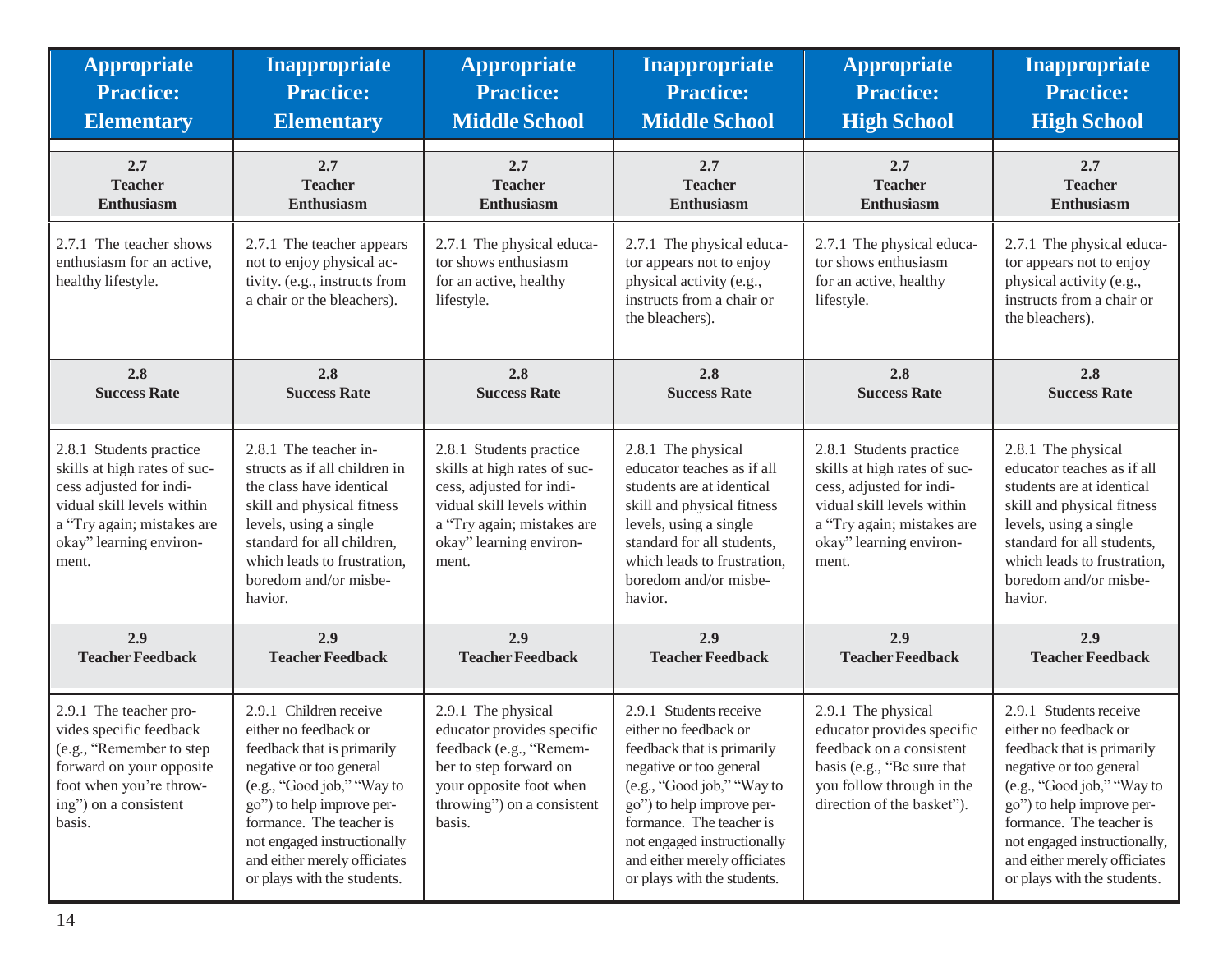| Appropriate Practice: Elementary | Inappropriate Practice: Elementary | Appropriate Practice: Middle School | Inappropriate Practice: Middle School | Appropriate Practice: High School | Inappropriate Practice: High School |
|---|---|---|---|---|---|
| **2.7 Teacher Enthusiasm** | **2.7 Teacher Enthusiasm** | **2.7 Teacher Enthusiasm** | **2.7 Teacher Enthusiasm** | **2.7 Teacher Enthusiasm** | **2.7 Teacher Enthusiasm** |
| 2.7.1 The teacher shows enthusiasm for an active, healthy lifestyle. | 2.7.1 The teacher appears not to enjoy physical activity. (e.g., instructs from a chair or the bleachers). | 2.7.1 The physical educator shows enthusiasm for an active, healthy lifestyle. | 2.7.1 The physical educator appears not to enjoy physical activity (e.g., instructs from a chair or the bleachers). | 2.7.1 The physical educator shows enthusiasm for an active, healthy lifestyle. | 2.7.1 The physical educator appears not to enjoy physical activity (e.g., instructs from a chair or the bleachers). |
| **2.8 Success Rate** | **2.8 Success Rate** | **2.8 Success Rate** | **2.8 Success Rate** | **2.8 Success Rate** | **2.8 Success Rate** |
| 2.8.1 Students practice skills at high rates of success adjusted for individual skill levels within a "Try again; mistakes are okay" learning environment. | 2.8.1 The teacher instructs as if all children in the class have identical skill and physical fitness levels, using a single standard for all children, which leads to frustration, boredom and/or misbehavior. | 2.8.1 Students practice skills at high rates of success, adjusted for individual skill levels within a "Try again; mistakes are okay" learning environment. | 2.8.1 The physical educator teaches as if all students are at identical skill and physical fitness levels, using a single standard for all students, which leads to frustration, boredom and/or misbehavior. | 2.8.1 Students practice skills at high rates of success, adjusted for individual skill levels within a "Try again; mistakes are okay" learning environment. | 2.8.1 The physical educator teaches as if all students are at identical skill and physical fitness levels, using a single standard for all students, which leads to frustration, boredom and/or misbehavior. |
| **2.9 Teacher Feedback** | **2.9 Teacher Feedback** | **2.9 Teacher Feedback** | **2.9 Teacher Feedback** | **2.9 Teacher Feedback** | **2.9 Teacher Feedback** |
| 2.9.1 The teacher provides specific feedback (e.g., "Remember to step forward on your opposite foot when you're throwing") on a consistent basis. | 2.9.1 Children receive either no feedback or feedback that is primarily negative or too general (e.g., "Good job," "Way to go") to help improve performance. The teacher is not engaged instructionally and either merely officiates or plays with the students. | 2.9.1 The physical educator provides specific feedback (e.g., "Remember to step forward on your opposite foot when throwing") on a consistent basis. | 2.9.1 Students receive either no feedback or feedback that is primarily negative or too general (e.g., "Good job," "Way to go") to help improve performance. The teacher is not engaged instructionally and either merely officiates or plays with the students. | 2.9.1 The physical educator provides specific feedback on a consistent basis (e.g., "Be sure that you follow through in the direction of the basket"). | 2.9.1 Students receive either no feedback or feedback that is primarily negative or too general (e.g., "Good job," "Way to go") to help improve performance. The teacher is not engaged instructionally, and either merely officiates or plays with the students. |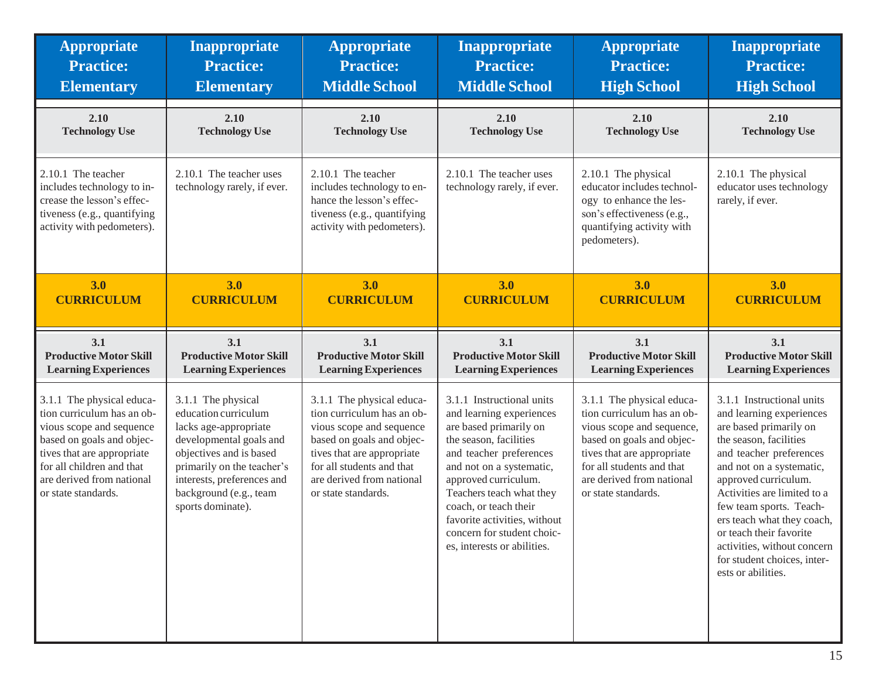| Appropriate Practice: Elementary | Inappropriate Practice: Elementary | Appropriate Practice: Middle School | Inappropriate Practice: Middle School | Appropriate Practice: High School | Inappropriate Practice: High School |
|---|---|---|---|---|---|
| **2.10 Technology Use** | **2.10 Technology Use** | **2.10 Technology Use** | **2.10 Technology Use** | **2.10 Technology Use** | **2.10 Technology Use** |
| 2.10.1 The teacher includes technology to increase the lesson's effectiveness (e.g., quantifying activity with pedometers). | 2.10.1 The teacher uses technology rarely, if ever. | 2.10.1 The teacher includes technology to enhance the lesson's effectiveness (e.g., quantifying activity with pedometers). | 2.10.1 The teacher uses technology rarely, if ever. | 2.10.1 The physical educator includes technology to enhance the lesson's effectiveness (e.g., quantifying activity with pedometers). | 2.10.1 The physical educator uses technology rarely, if ever. |
| **3.0 CURRICULUM** | **3.0 CURRICULUM** | **3.0 CURRICULUM** | **3.0 CURRICULUM** | **3.0 CURRICULUM** | **3.0 CURRICULUM** |
| **3.1 Productive Motor Skill Learning Experiences** | **3.1 Productive Motor Skill Learning Experiences** | **3.1 Productive Motor Skill Learning Experiences** | **3.1 Productive Motor Skill Learning Experiences** | **3.1 Productive Motor Skill Learning Experiences** | **3.1 Productive Motor Skill Learning Experiences** |
| 3.1.1 The physical education curriculum has an obvious scope and sequence based on goals and objectives that are appropriate for all children and that are derived from national or state standards. | 3.1.1 The physical education curriculum lacks age-appropriate developmental goals and objectives and is based primarily on the teacher's interests, preferences and background (e.g., team sports dominate). | 3.1.1 The physical education curriculum has an obvious scope and sequence based on goals and objectives that are appropriate for all students and that are derived from national or state standards. | 3.1.1 Instructional units and learning experiences are based primarily on the season, facilities and teacher preferences and not on a systematic, approved curriculum. Teachers teach what they coach, or teach their favorite activities, without concern for student choices, interests or abilities. | 3.1.1 The physical education curriculum has an obvious scope and sequence, based on goals and objectives that are appropriate for all students and that are derived from national or state standards. | 3.1.1 Instructional units and learning experiences are based primarily on the season, facilities and teacher preferences and not on a systematic, approved curriculum. Activities are limited to a few team sports. Teachers teach what they coach, or teach their favorite activities, without concern for student choices, interests or abilities. |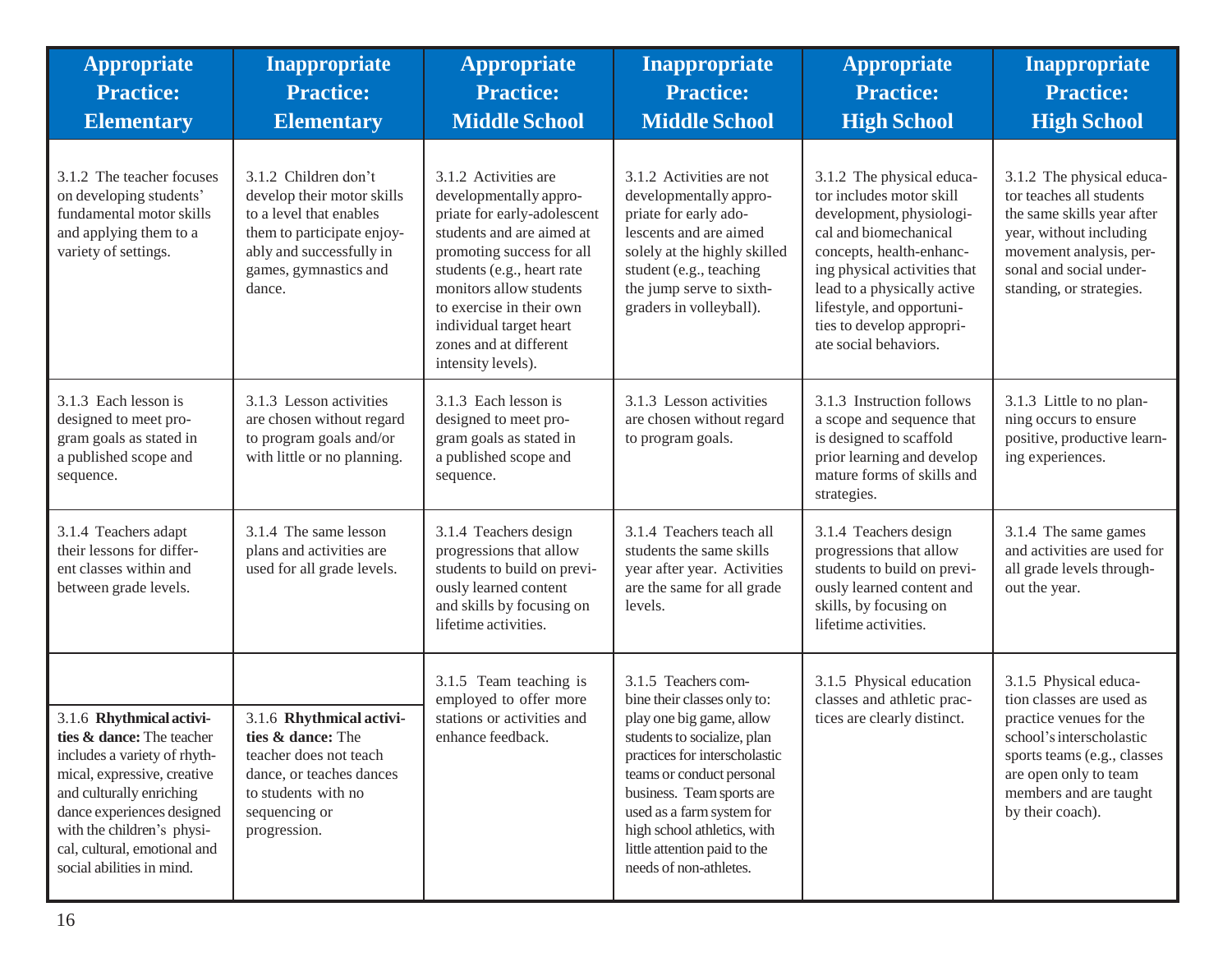| Appropriate Practice: Elementary | Inappropriate Practice: Elementary | Appropriate Practice: Middle School | Inappropriate Practice: Middle School | Appropriate Practice: High School | Inappropriate Practice: High School |
|---|---|---|---|---|---|
| 3.1.2 The teacher focuses on developing students' fundamental motor skills and applying them to a variety of settings. | 3.1.2 Children don't develop their motor skills to a level that enables them to participate enjoyably and successfully in games, gymnastics and dance. | 3.1.2 Activities are developmentally appropriate for early-adolescent students and are aimed at promoting success for all students (e.g., heart rate monitors allow students to exercise in their own individual target heart zones and at different intensity levels). | 3.1.2 Activities are not developmentally appropriate for early adolescents and are aimed solely at the highly skilled student (e.g., teaching the jump serve to sixth-graders in volleyball). | 3.1.2 The physical educator includes motor skill development, physiological and biomechanical concepts, health-enhancing physical activities that lead to a physically active lifestyle, and opportunities to develop appropriate social behaviors. | 3.1.2 The physical educator teaches all students the same skills year after year, without including movement analysis, personal and social understanding, or strategies. |
| 3.1.3 Each lesson is designed to meet program goals as stated in a published scope and sequence. | 3.1.3 Lesson activities are chosen without regard to program goals and/or with little or no planning. | 3.1.3 Each lesson is designed to meet program goals as stated in a published scope and sequence. | 3.1.3 Lesson activities are chosen without regard to program goals. | 3.1.3 Instruction follows a scope and sequence that is designed to scaffold prior learning and develop mature forms of skills and strategies. | 3.1.3 Little to no planning occurs to ensure positive, productive learning experiences. |
| 3.1.4 Teachers adapt their lessons for different classes within and between grade levels. | 3.1.4 The same lesson plans and activities are used for all grade levels. | 3.1.4 Teachers design progressions that allow students to build on previously learned content and skills by focusing on lifetime activities. | 3.1.4 Teachers teach all students the same skills year after year. Activities are the same for all grade levels. | 3.1.4 Teachers design progressions that allow students to build on previously learned content and skills, by focusing on lifetime activities. | 3.1.4 The same games and activities are used for all grade levels throughout the year. |
| | | 3.1.5 Team teaching is employed to offer more stations or activities and enhance feedback. | 3.1.5 Teachers combine their classes only to: play one big game, allow students to socialize, plan practices for interscholastic teams or conduct personal business. Team sports are used as a farm system for high school athletics, with little attention paid to the needs of non-athletes. | 3.1.5 Physical education classes and athletic practices are clearly distinct. | 3.1.5 Physical education classes are used as practice venues for the school's interscholastic sports teams (e.g., classes are open only to team members and are taught by their coach). |
| 3.1.6 **Rhythmical activities & dance:** The teacher includes a variety of rhythmical, expressive, creative and culturally enriching dance experiences designed with the children's physical, cultural, emotional and social abilities in mind. | 3.1.6 **Rhythmical activities & dance:** The teacher does not teach dance, or teaches dances to students with no sequencing or progression. | | | | |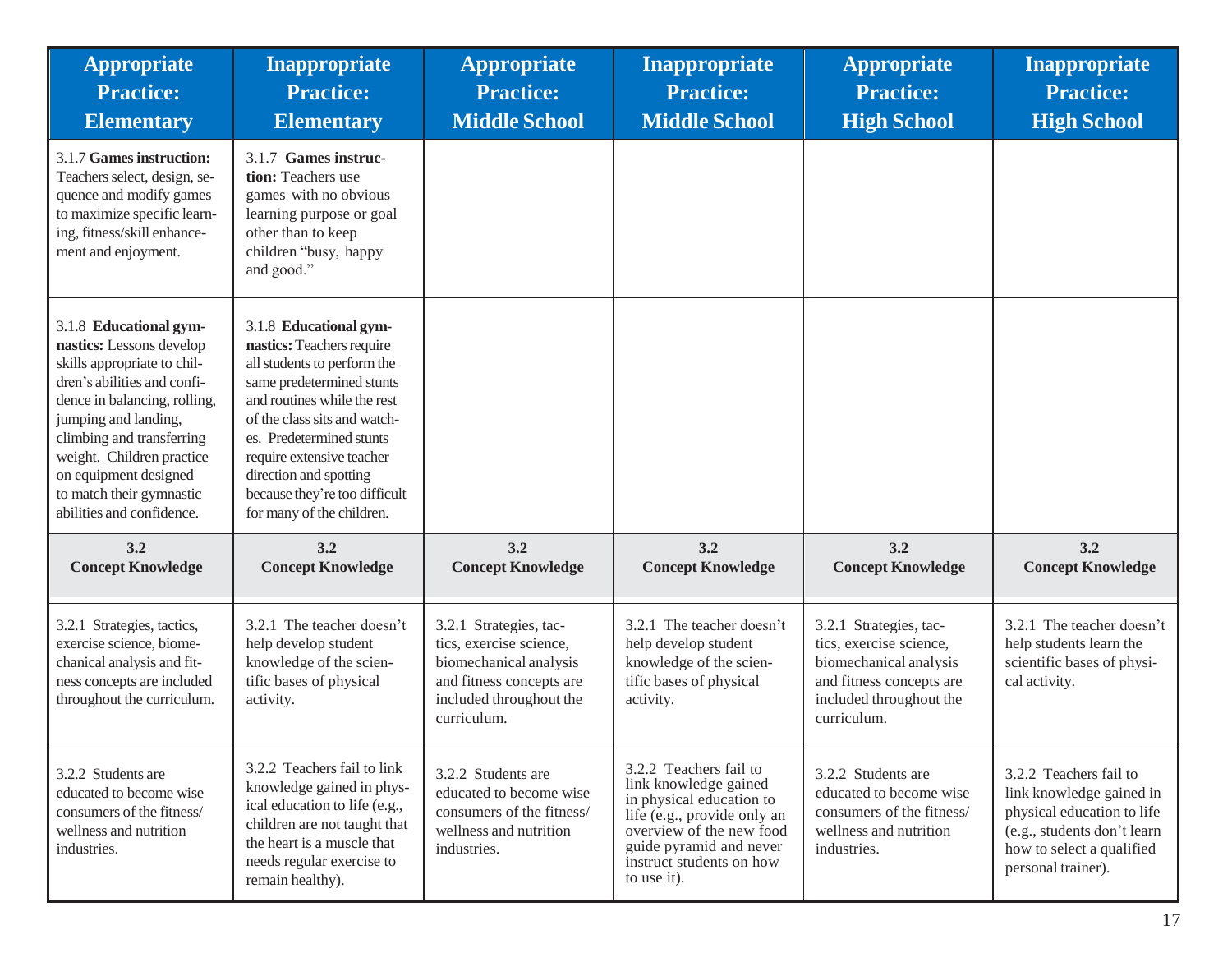| Appropriate Practice: Elementary | Inappropriate Practice: Elementary | Appropriate Practice: Middle School | Inappropriate Practice: Middle School | Appropriate Practice: High School | Inappropriate Practice: High School |
|---|---|---|---|---|---|
| 3.1.7 **Games instruction:** Teachers select, design, sequence and modify games to maximize specific learning, fitness/skill enhancement and enjoyment. | 3.1.7 **Games instruction:** Teachers use games with no obvious learning purpose or goal other than to keep children "busy, happy and good." | | | | |
| 3.1.8 **Educational gymnastics:** Lessons develop skills appropriate to children's abilities and confidence in balancing, rolling, jumping and landing, climbing and transferring weight. Children practice on equipment designed to match their gymnastic abilities and confidence. | 3.1.8 **Educational gymnastics:** Teachers require all students to perform the same predetermined stunts and routines while the rest of the class sits and watches. Predetermined stunts require extensive teacher direction and spotting because they're too difficult for many of the children. | | | | |
| **3.2 Concept Knowledge** | **3.2 Concept Knowledge** | **3.2 Concept Knowledge** | **3.2 Concept Knowledge** | **3.2 Concept Knowledge** | **3.2 Concept Knowledge** |
| 3.2.1 Strategies, tactics, exercise science, biomechanical analysis and fitness concepts are included throughout the curriculum. | 3.2.1 The teacher doesn't help develop student knowledge of the scientific bases of physical activity. | 3.2.1 Strategies, tactics, exercise science, biomechanical analysis and fitness concepts are included throughout the curriculum. | 3.2.1 The teacher doesn't help develop student knowledge of the scientific bases of physical activity. | 3.2.1 Strategies, tactics, exercise science, biomechanical analysis and fitness concepts are included throughout the curriculum. | 3.2.1 The teacher doesn't help students learn the scientific bases of physical activity. |
| 3.2.2 Students are educated to become wise consumers of the fitness/wellness and nutrition industries. | 3.2.2 Teachers fail to link knowledge gained in physical education to life (e.g., children are not taught that the heart is a muscle that needs regular exercise to remain healthy). | 3.2.2 Students are educated to become wise consumers of the fitness/wellness and nutrition industries. | 3.2.2 Teachers fail to link knowledge gained in physical education to life (e.g., provide only an overview of the new food guide pyramid and never instruct students on how to use it). | 3.2.2 Students are educated to become wise consumers of the fitness/wellness and nutrition industries. | 3.2.2 Teachers fail to link knowledge gained in physical education to life (e.g., students don't learn how to select a qualified personal trainer). |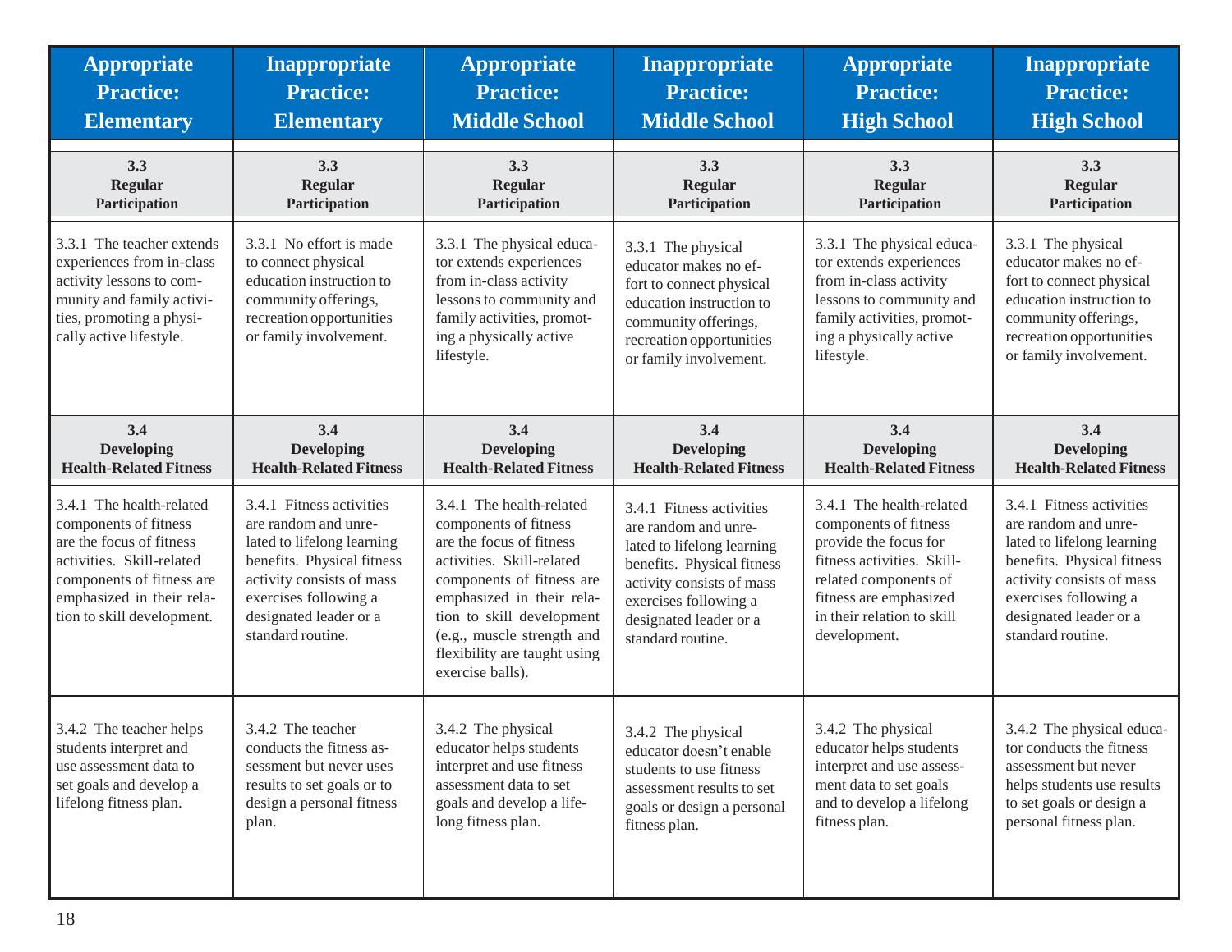| Appropriate Practice: Elementary | Inappropriate Practice: Elementary | Appropriate Practice: Middle School | Inappropriate Practice: Middle School | Appropriate Practice: High School | Inappropriate Practice: High School |
|---|---|---|---|---|---|
| **3.3 Regular Participation** | **3.3 Regular Participation** | **3.3 Regular Participation** | **3.3 Regular Participation** | **3.3 Regular Participation** | **3.3 Regular Participation** |
| 3.3.1 The teacher extends experiences from in-class activity lessons to community and family activities, promoting a physically active lifestyle. | 3.3.1 No effort is made to connect physical education instruction to community offerings, recreation opportunities or family involvement. | 3.3.1 The physical educator extends experiences from in-class activity lessons to community and family activities, promoting a physically active lifestyle. | 3.3.1 The physical educator makes no effort to connect physical education instruction to community offerings, recreation opportunities or family involvement. | 3.3.1 The physical educator extends experiences from in-class activity lessons to community and family activities, promoting a physically active lifestyle. | 3.3.1 The physical educator makes no effort to connect physical education instruction to community offerings, recreation opportunities or family involvement. |
| **3.4 Developing Health-Related Fitness** | **3.4 Developing Health-Related Fitness** | **3.4 Developing Health-Related Fitness** | **3.4 Developing Health-Related Fitness** | **3.4 Developing Health-Related Fitness** | **3.4 Developing Health-Related Fitness** |
| 3.4.1 The health-related components of fitness are the focus of fitness activities. Skill-related components of fitness are emphasized in their relation to skill development. | 3.4.1 Fitness activities are random and unrelated to lifelong learning benefits. Physical fitness activity consists of mass exercises following a designated leader or a standard routine. | 3.4.1 The health-related components of fitness are the focus of fitness activities. Skill-related components of fitness are emphasized in their relation to skill development (e.g., muscle strength and flexibility are taught using exercise balls). | 3.4.1 Fitness activities are random and unrelated to lifelong learning benefits. Physical fitness activity consists of mass exercises following a designated leader or a standard routine. | 3.4.1 The health-related components of fitness provide the focus for fitness activities. Skill-related components of fitness are emphasized in their relation to skill development. | 3.4.1 Fitness activities are random and unrelated to lifelong learning benefits. Physical fitness activity consists of mass exercises following a designated leader or a standard routine. |
| 3.4.2 The teacher helps students interpret and use assessment data to set goals and develop a lifelong fitness plan. | 3.4.2 The teacher conducts the fitness assessment but never uses results to set goals or to design a personal fitness plan. | 3.4.2 The physical educator helps students interpret and use fitness assessment data to set goals and develop a lifelong fitness plan. | 3.4.2 The physical educator doesn't enable students to use fitness assessment results to set goals or design a personal fitness plan. | 3.4.2 The physical educator helps students interpret and use assessment data to set goals and to develop a lifelong fitness plan. | 3.4.2 The physical educator conducts the fitness assessment but never helps students use results to set goals or design a personal fitness plan. |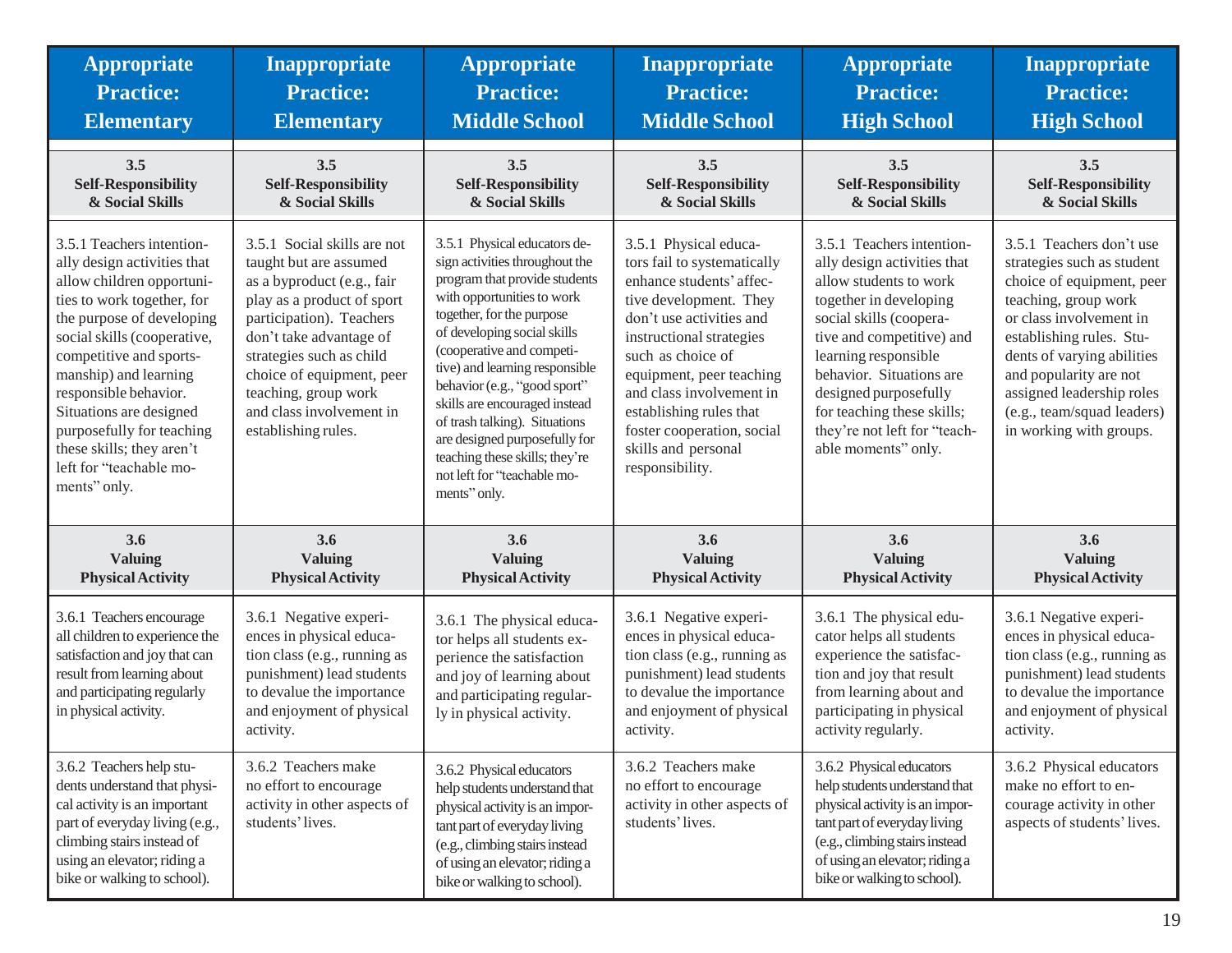| Appropriate Practice: Elementary | Inappropriate Practice: Elementary | Appropriate Practice: Middle School | Inappropriate Practice: Middle School | Appropriate Practice: High School | Inappropriate Practice: High School |
|---|---|---|---|---|---|
| **3.5 Self-Responsibility & Social Skills** | **3.5 Self-Responsibility & Social Skills** | **3.5 Self-Responsibility & Social Skills** | **3.5 Self-Responsibility & Social Skills** | **3.5 Self-Responsibility & Social Skills** | **3.5 Self-Responsibility & Social Skills** |
| 3.5.1 Teachers intentionally design activities that allow children opportunities to work together, for the purpose of developing social skills (cooperative, competitive and sportsmanship) and learning responsible behavior. Situations are designed purposefully for teaching these skills; they aren't left for "teachable moments" only. | 3.5.1 Social skills are not taught but are assumed as a byproduct (e.g., fair play as a product of sport participation). Teachers don't take advantage of strategies such as child choice of equipment, peer teaching, group work and class involvement in establishing rules. | 3.5.1 Physical educators design activities throughout the program that provide students with opportunities to work together, for the purpose of developing social skills (cooperative and competitive) and learning responsible behavior (e.g., "good sport" skills are encouraged instead of trash talking). Situations are designed purposefully for teaching these skills; they're not left for "teachable moments" only. | 3.5.1 Physical educators fail to systematically enhance students' affective development. They don't use activities and instructional strategies such as choice of equipment, peer teaching and class involvement in establishing rules that foster cooperation, social skills and personal responsibility. | 3.5.1 Teachers intentionally design activities that allow students to work together in developing social skills (cooperative and competitive) and learning responsible behavior. Situations are designed purposefully for teaching these skills; they're not left for "teachable moments" only. | 3.5.1 Teachers don't use strategies such as student choice of equipment, peer teaching, group work or class involvement in establishing rules. Students of varying abilities and popularity are not assigned leadership roles (e.g., team/squad leaders) in working with groups. |
| **3.6 Valuing Physical Activity** | **3.6 Valuing Physical Activity** | **3.6 Valuing Physical Activity** | **3.6 Valuing Physical Activity** | **3.6 Valuing Physical Activity** | **3.6 Valuing Physical Activity** |
| 3.6.1 Teachers encourage all children to experience the satisfaction and joy that can result from learning about and participating regularly in physical activity. | 3.6.1 Negative experiences in physical education class (e.g., running as punishment) lead students to devalue the importance and enjoyment of physical activity. | 3.6.1 The physical educator helps all students experience the satisfaction and joy of learning about and participating regularly in physical activity. | 3.6.1 Negative experiences in physical education class (e.g., running as punishment) lead students to devalue the importance and enjoyment of physical activity. | 3.6.1 The physical educator helps all students experience the satisfaction and joy that result from learning about and participating in physical activity regularly. | 3.6.1 Negative experiences in physical education class (e.g., running as punishment) lead students to devalue the importance and enjoyment of physical activity. |
| 3.6.2 Teachers help students understand that physical activity is an important part of everyday living (e.g., climbing stairs instead of using an elevator; riding a bike or walking to school). | 3.6.2 Teachers make no effort to encourage activity in other aspects of students' lives. | 3.6.2 Physical educators help students understand that physical activity is an important part of everyday living (e.g., climbing stairs instead of using an elevator; riding a bike or walking to school). | 3.6.2 Teachers make no effort to encourage activity in other aspects of students' lives. | 3.6.2 Physical educators help students understand that physical activity is an important part of everyday living (e.g., climbing stairs instead of using an elevator; riding a bike or walking to school). | 3.6.2 Physical educators make no effort to encourage activity in other aspects of students' lives. |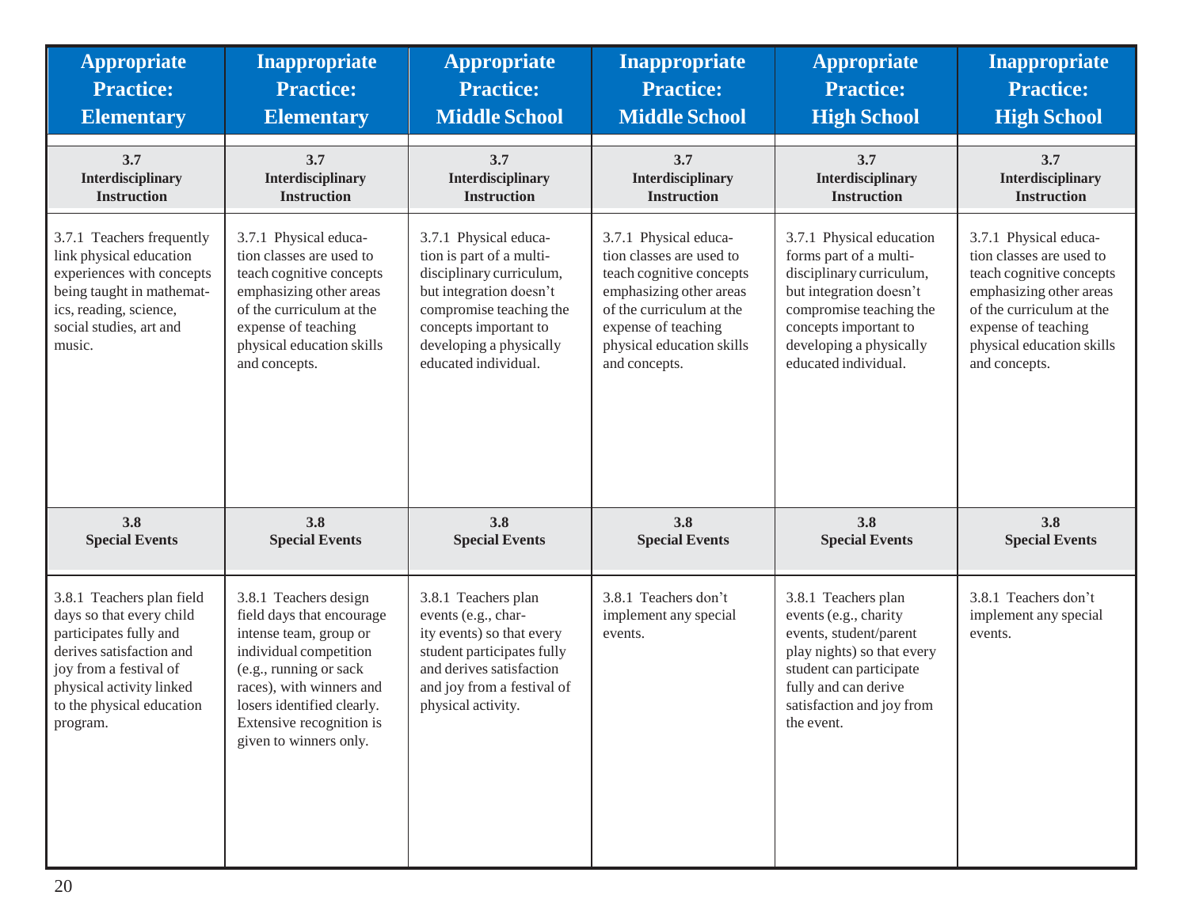| Appropriate Practice: Elementary | Inappropriate Practice: Elementary | Appropriate Practice: Middle School | Inappropriate Practice: Middle School | Appropriate Practice: High School | Inappropriate Practice: High School |
|---|---|---|---|---|---|
| **3.7 Interdisciplinary Instruction** | **3.7 Interdisciplinary Instruction** | **3.7 Interdisciplinary Instruction** | **3.7 Interdisciplinary Instruction** | **3.7 Interdisciplinary Instruction** | **3.7 Interdisciplinary Instruction** |
| 3.7.1 Teachers frequently link physical education experiences with concepts being taught in mathematics, reading, science, social studies, art and music. | 3.7.1 Physical education classes are used to teach cognitive concepts emphasizing other areas of the curriculum at the expense of teaching physical education skills and concepts. | 3.7.1 Physical education is part of a multidisciplinary curriculum, but integration doesn't compromise teaching the concepts important to developing a physically educated individual. | 3.7.1 Physical education classes are used to teach cognitive concepts emphasizing other areas of the curriculum at the expense of teaching physical education skills and concepts. | 3.7.1 Physical education forms part of a multidisciplinary curriculum, but integration doesn't compromise teaching the concepts important to developing a physically educated individual. | 3.7.1 Physical education classes are used to teach cognitive concepts emphasizing other areas of the curriculum at the expense of teaching physical education skills and concepts. |
| **3.8 Special Events** | **3.8 Special Events** | **3.8 Special Events** | **3.8 Special Events** | **3.8 Special Events** | **3.8 Special Events** |
| 3.8.1 Teachers plan field days so that every child participates fully and derives satisfaction and joy from a festival of physical activity linked to the physical education program. | 3.8.1 Teachers design field days that encourage intense team, group or individual competition (e.g., running or sack races), with winners and losers identified clearly. Extensive recognition is given to winners only. | 3.8.1 Teachers plan events (e.g., charity events) so that every student participates fully and derives satisfaction and joy from a festival of physical activity. | 3.8.1 Teachers don't implement any special events. | 3.8.1 Teachers plan events (e.g., charity events, student/parent play nights) so that every student can participate fully and can derive satisfaction and joy from the event. | 3.8.1 Teachers don't implement any special events. |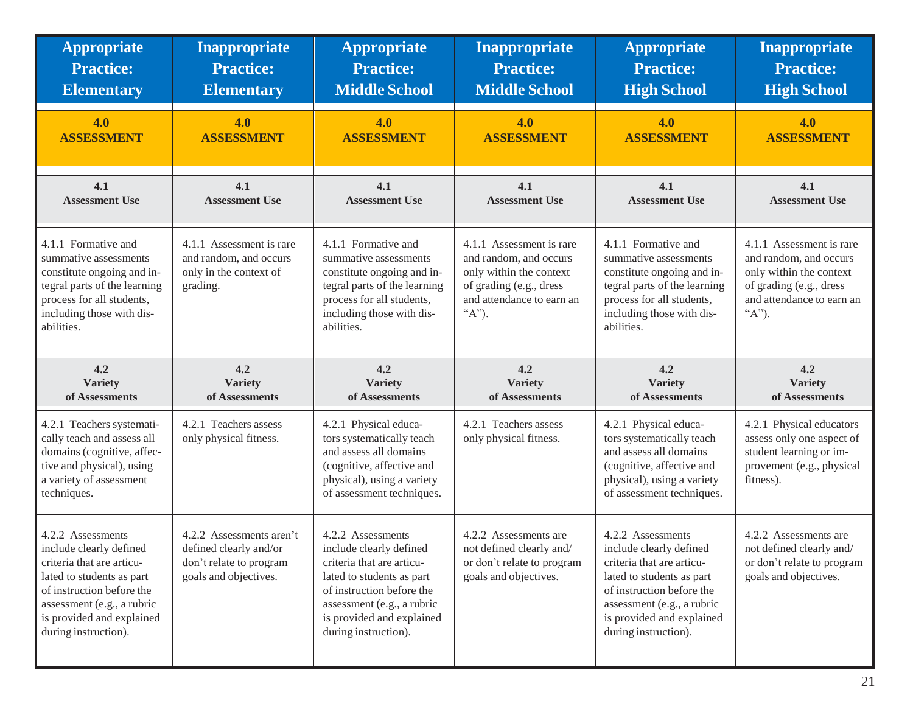| Appropriate Practice: Elementary | Inappropriate Practice: Elementary | Appropriate Practice: Middle School | Inappropriate Practice: Middle School | Appropriate Practice: High School | Inappropriate Practice: High School |
|---|---|---|---|---|---|
| **4.0 ASSESSMENT** | **4.0 ASSESSMENT** | **4.0 ASSESSMENT** | **4.0 ASSESSMENT** | **4.0 ASSESSMENT** | **4.0 ASSESSMENT** |
| **4.1 Assessment Use** | **4.1 Assessment Use** | **4.1 Assessment Use** | **4.1 Assessment Use** | **4.1 Assessment Use** | **4.1 Assessment Use** |
| 4.1.1 Formative and summative assessments constitute ongoing and integral parts of the learning process for all students, including those with disabilities. | 4.1.1 Assessment is rare and random, and occurs only in the context of grading. | 4.1.1 Formative and summative assessments constitute ongoing and integral parts of the learning process for all students, including those with disabilities. | 4.1.1 Assessment is rare and random, and occurs only within the context of grading (e.g., dress and attendance to earn an "A"). | 4.1.1 Formative and summative assessments constitute ongoing and integral parts of the learning process for all students, including those with disabilities. | 4.1.1 Assessment is rare and random, and occurs only within the context of grading (e.g., dress and attendance to earn an "A"). |
| **4.2 Variety of Assessments** | **4.2 Variety of Assessments** | **4.2 Variety of Assessments** | **4.2 Variety of Assessments** | **4.2 Variety of Assessments** | **4.2 Variety of Assessments** |
| 4.2.1 Teachers systematically teach and assess all domains (cognitive, affective and physical), using a variety of assessment techniques. | 4.2.1 Teachers assess only physical fitness. | 4.2.1 Physical educators systematically teach and assess all domains (cognitive, affective and physical), using a variety of assessment techniques. | 4.2.1 Teachers assess only physical fitness. | 4.2.1 Physical educators systematically teach and assess all domains (cognitive, affective and physical), using a variety of assessment techniques. | 4.2.1 Physical educators assess only one aspect of student learning or improvement (e.g., physical fitness). |
| 4.2.2 Assessments include clearly defined criteria that are articulated to students as part of instruction before the assessment (e.g., a rubric is provided and explained during instruction). | 4.2.2 Assessments aren't defined clearly and/or don't relate to program goals and objectives. | 4.2.2 Assessments include clearly defined criteria that are articulated to students as part of instruction before the assessment (e.g., a rubric is provided and explained during instruction). | 4.2.2 Assessments are not defined clearly and/or don't relate to program goals and objectives. | 4.2.2 Assessments include clearly defined criteria that are articulated to students as part of instruction before the assessment (e.g., a rubric is provided and explained during instruction). | 4.2.2 Assessments are not defined clearly and/or don't relate to program goals and objectives. |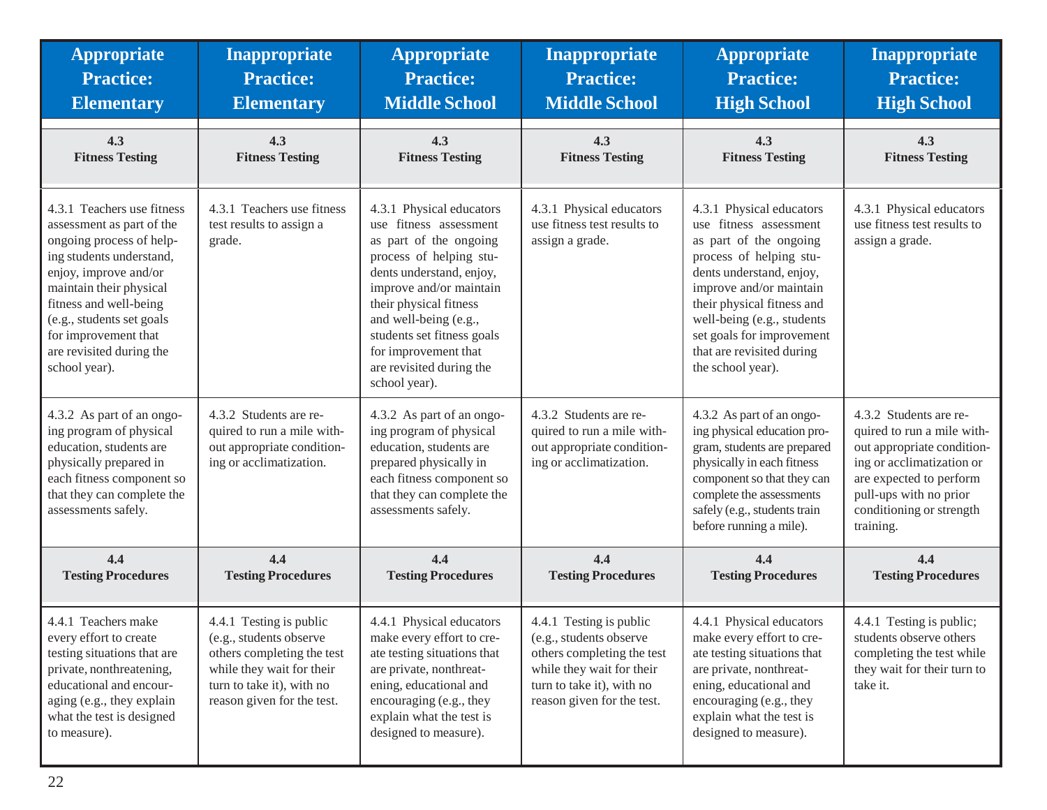| Appropriate Practice: Elementary | Inappropriate Practice: Elementary | Appropriate Practice: Middle School | Inappropriate Practice: Middle School | Appropriate Practice: High School | Inappropriate Practice: High School |
|---|---|---|---|---|---|
| **4.3 Fitness Testing** | **4.3 Fitness Testing** | **4.3 Fitness Testing** | **4.3 Fitness Testing** | **4.3 Fitness Testing** | **4.3 Fitness Testing** |
| 4.3.1 Teachers use fitness assessment as part of the ongoing process of helping students understand, enjoy, improve and/or maintain their physical fitness and well-being (e.g., students set goals for improvement that are revisited during the school year). | 4.3.1 Teachers use fitness test results to assign a grade. | 4.3.1 Physical educators use fitness assessment as part of the ongoing process of helping students understand, enjoy, improve and/or maintain their physical fitness and well-being (e.g., students set fitness goals for improvement that are revisited during the school year). | 4.3.1 Physical educators use fitness test results to assign a grade. | 4.3.1 Physical educators use fitness assessment as part of the ongoing process of helping students understand, enjoy, improve and/or maintain their physical fitness and well-being (e.g., students set goals for improvement that are revisited during the school year). | 4.3.1 Physical educators use fitness test results to assign a grade. |
| 4.3.2 As part of an ongoing program of physical education, students are physically prepared in each fitness component so that they can complete the assessments safely. | 4.3.2 Students are required to run a mile without appropriate conditioning or acclimatization. | 4.3.2 As part of an ongoing program of physical education, students are prepared physically in each fitness component so that they can complete the assessments safely. | 4.3.2 Students are required to run a mile without appropriate conditioning or acclimatization. | 4.3.2 As part of an ongoing physical education program, students are prepared physically in each fitness component so that they can complete the assessments safely (e.g., students train before running a mile). | 4.3.2 Students are required to run a mile without appropriate conditioning or acclimatization or are expected to perform pull-ups with no prior conditioning or strength training. |
| **4.4 Testing Procedures** | **4.4 Testing Procedures** | **4.4 Testing Procedures** | **4.4 Testing Procedures** | **4.4 Testing Procedures** | **4.4 Testing Procedures** |
| 4.4.1 Teachers make every effort to create testing situations that are private, nonthreatening, educational and encouraging (e.g., they explain what the test is designed to measure). | 4.4.1 Testing is public (e.g., students observe others completing the test while they wait for their turn to take it), with no reason given for the test. | 4.4.1 Physical educators make every effort to create testing situations that are private, nonthreatening, educational and encouraging (e.g., they explain what the test is designed to measure). | 4.4.1 Testing is public (e.g., students observe others completing the test while they wait for their turn to take it), with no reason given for the test. | 4.4.1 Physical educators make every effort to create testing situations that are private, nonthreatening, educational and encouraging (e.g., they explain what the test is designed to measure). | 4.4.1 Testing is public; students observe others completing the test while they wait for their turn to take it. |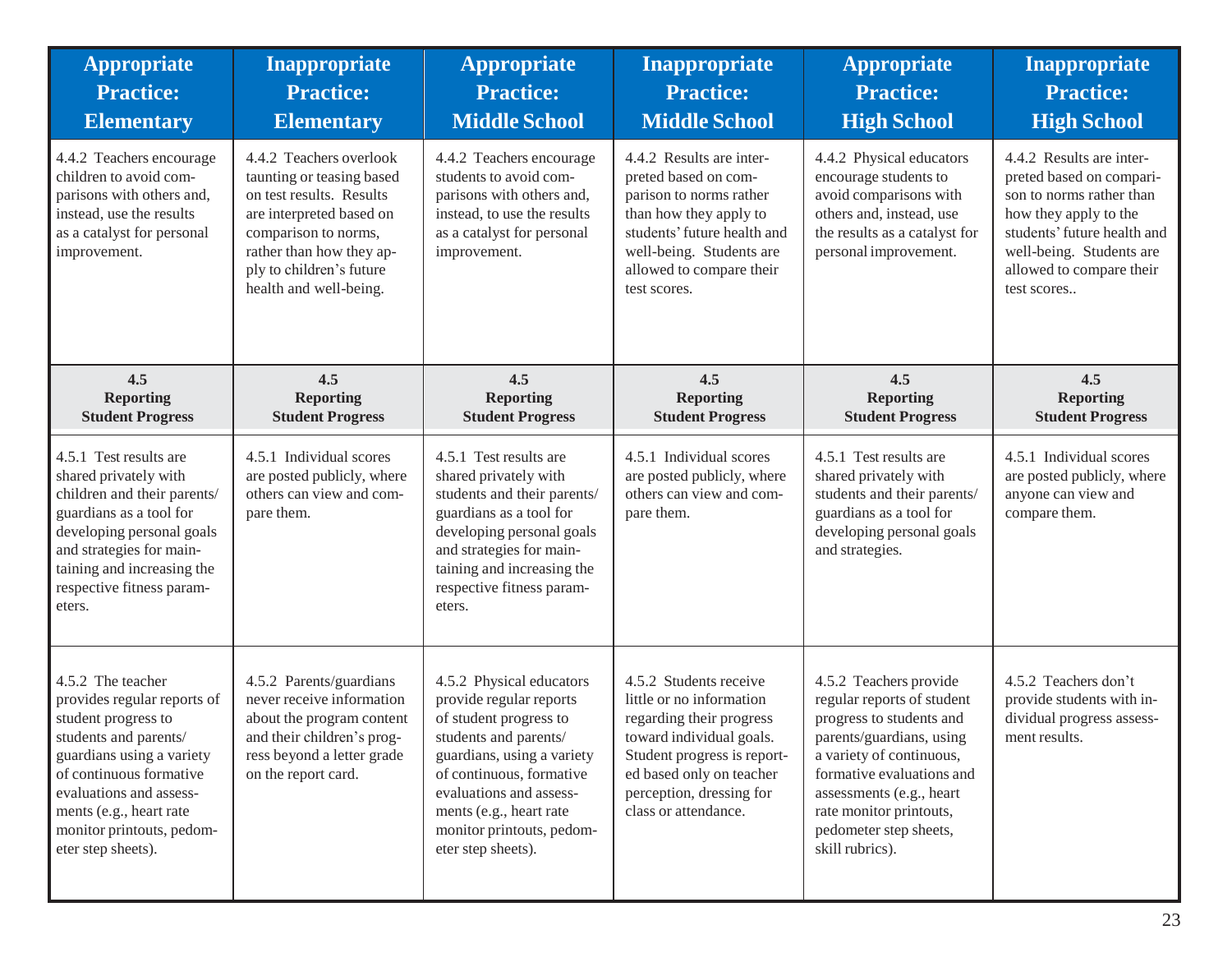| Appropriate Practice: Elementary | Inappropriate Practice: Elementary | Appropriate Practice: Middle School | Inappropriate Practice: Middle School | Appropriate Practice: High School | Inappropriate Practice: High School |
|---|---|---|---|---|---|
| 4.4.2 Teachers encourage children to avoid comparisons with others and, instead, use the results as a catalyst for personal improvement. | 4.4.2 Teachers overlook taunting or teasing based on test results. Results are interpreted based on comparison to norms, rather than how they apply to children's future health and well-being. | 4.4.2 Teachers encourage students to avoid comparisons with others and, instead, to use the results as a catalyst for personal improvement. | 4.4.2 Results are interpreted based on comparison to norms rather than how they apply to students' future health and well-being. Students are allowed to compare their test scores. | 4.4.2 Physical educators encourage students to avoid comparisons with others and, instead, use the results as a catalyst for personal improvement. | 4.4.2 Results are interpreted based on comparison to norms rather than how they apply to the students' future health and well-being. Students are allowed to compare their test scores.. |
| **4.5 Reporting Student Progress** | **4.5 Reporting Student Progress** | **4.5 Reporting Student Progress** | **4.5 Reporting Student Progress** | **4.5 Reporting Student Progress** | **4.5 Reporting Student Progress** |
| 4.5.1 Test results are shared privately with children and their parents/guardians as a tool for developing personal goals and strategies for maintaining and increasing the respective fitness parameters. | 4.5.1 Individual scores are posted publicly, where others can view and compare them. | 4.5.1 Test results are shared privately with students and their parents/guardians as a tool for developing personal goals and strategies for maintaining and increasing the respective fitness parameters. | 4.5.1 Individual scores are posted publicly, where others can view and compare them. | 4.5.1 Test results are shared privately with students and their parents/guardians as a tool for developing personal goals and strategies. | 4.5.1 Individual scores are posted publicly, where anyone can view and compare them. |
| 4.5.2 The teacher provides regular reports of student progress to students and parents/guardians using a variety of continuous formative evaluations and assessments (e.g., heart rate monitor printouts, pedometer step sheets). | 4.5.2 Parents/guardians never receive information about the program content and their children's progress beyond a letter grade on the report card. | 4.5.2 Physical educators provide regular reports of student progress to students and parents/guardians, using a variety of continuous, formative evaluations and assessments (e.g., heart rate monitor printouts, pedometer step sheets). | 4.5.2 Students receive little or no information regarding their progress toward individual goals. Student progress is reported based only on teacher perception, dressing for class or attendance. | 4.5.2 Teachers provide regular reports of student progress to students and parents/guardians, using a variety of continuous, formative evaluations and assessments (e.g., heart rate monitor printouts, pedometer step sheets, skill rubrics). | 4.5.2 Teachers don't provide students with individual progress assessment results. |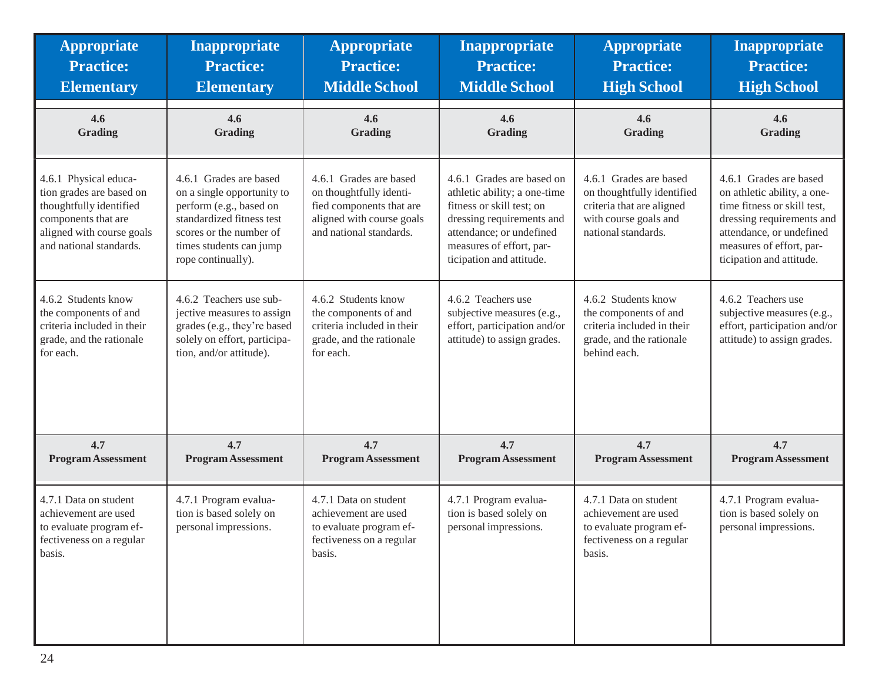| Appropriate Practice: Elementary | Inappropriate Practice: Elementary | Appropriate Practice: Middle School | Inappropriate Practice: Middle School | Appropriate Practice: High School | Inappropriate Practice: High School |
|---|---|---|---|---|---|
| **4.6 Grading** | **4.6 Grading** | **4.6 Grading** | **4.6 Grading** | **4.6 Grading** | **4.6 Grading** |
| 4.6.1 Physical education grades are based on thoughtfully identified components that are aligned with course goals and national standards. | 4.6.1 Grades are based on a single opportunity to perform (e.g., based on standardized fitness test scores or the number of times students can jump rope continually). | 4.6.1 Grades are based on thoughtfully identified components that are aligned with course goals and national standards. | 4.6.1 Grades are based on athletic ability; a one-time fitness or skill test; on dressing requirements and attendance; or undefined measures of effort, participation and attitude. | 4.6.1 Grades are based on thoughtfully identified criteria that are aligned with course goals and national standards. | 4.6.1 Grades are based on athletic ability, a one-time fitness or skill test, dressing requirements and attendance, or undefined measures of effort, participation and attitude. |
| 4.6.2 Students know the components of and criteria included in their grade, and the rationale for each. | 4.6.2 Teachers use subjective measures to assign grades (e.g., they're based solely on effort, participation, and/or attitude). | 4.6.2 Students know the components of and criteria included in their grade, and the rationale for each. | 4.6.2 Teachers use subjective measures (e.g., effort, participation and/or attitude) to assign grades. | 4.6.2 Students know the components of and criteria included in their grade, and the rationale behind each. | 4.6.2 Teachers use subjective measures (e.g., effort, participation and/or attitude) to assign grades. |
| **4.7 Program Assessment** | **4.7 Program Assessment** | **4.7 Program Assessment** | **4.7 Program Assessment** | **4.7 Program Assessment** | **4.7 Program Assessment** |
| 4.7.1 Data on student achievement are used to evaluate program effectiveness on a regular basis. | 4.7.1 Program evaluation is based solely on personal impressions. | 4.7.1 Data on student achievement are used to evaluate program effectiveness on a regular basis. | 4.7.1 Program evaluation is based solely on personal impressions. | 4.7.1 Data on student achievement are used to evaluate program effectiveness on a regular basis. | 4.7.1 Program evaluation is based solely on personal impressions. |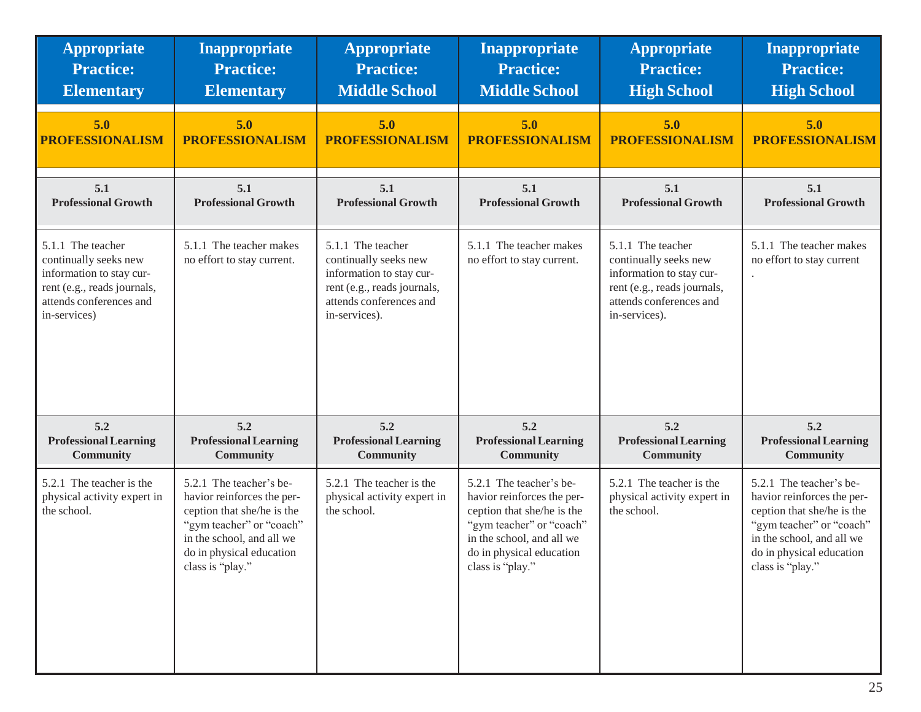| Appropriate Practice: Elementary | Inappropriate Practice: Elementary | Appropriate Practice: Middle School | Inappropriate Practice: Middle School | Appropriate Practice: High School | Inappropriate Practice: High School |
|---|---|---|---|---|---|
| **5.0 PROFESSIONALISM** | **5.0 PROFESSIONALISM** | **5.0 PROFESSIONALISM** | **5.0 PROFESSIONALISM** | **5.0 PROFESSIONALISM** | **5.0 PROFESSIONALISM** |
| **5.1 Professional Growth** | **5.1 Professional Growth** | **5.1 Professional Growth** | **5.1 Professional Growth** | **5.1 Professional Growth** | **5.1 Professional Growth** |
| 5.1.1 The teacher continually seeks new information to stay current (e.g., reads journals, attends conferences and in-services) | 5.1.1 The teacher makes no effort to stay current. | 5.1.1 The teacher continually seeks new information to stay current (e.g., reads journals, attends conferences and in-services). | 5.1.1 The teacher makes no effort to stay current. | 5.1.1 The teacher continually seeks new information to stay current (e.g., reads journals, attends conferences and in-services). | 5.1.1 The teacher makes no effort to stay current . |
| **5.2 Professional Learning Community** | **5.2 Professional Learning Community** | **5.2 Professional Learning Community** | **5.2 Professional Learning Community** | **5.2 Professional Learning Community** | **5.2 Professional Learning Community** |
| 5.2.1 The teacher is the physical activity expert in the school. | 5.2.1 The teacher's behavior reinforces the perception that she/he is the "gym teacher" or "coach" in the school, and all we do in physical education class is "play." | 5.2.1 The teacher is the physical activity expert in the school. | 5.2.1 The teacher's behavior reinforces the perception that she/he is the "gym teacher" or "coach" in the school, and all we do in physical education class is "play." | 5.2.1 The teacher is the physical activity expert in the school. | 5.2.1 The teacher's behavior reinforces the perception that she/he is the "gym teacher" or "coach" in the school, and all we do in physical education class is "play." |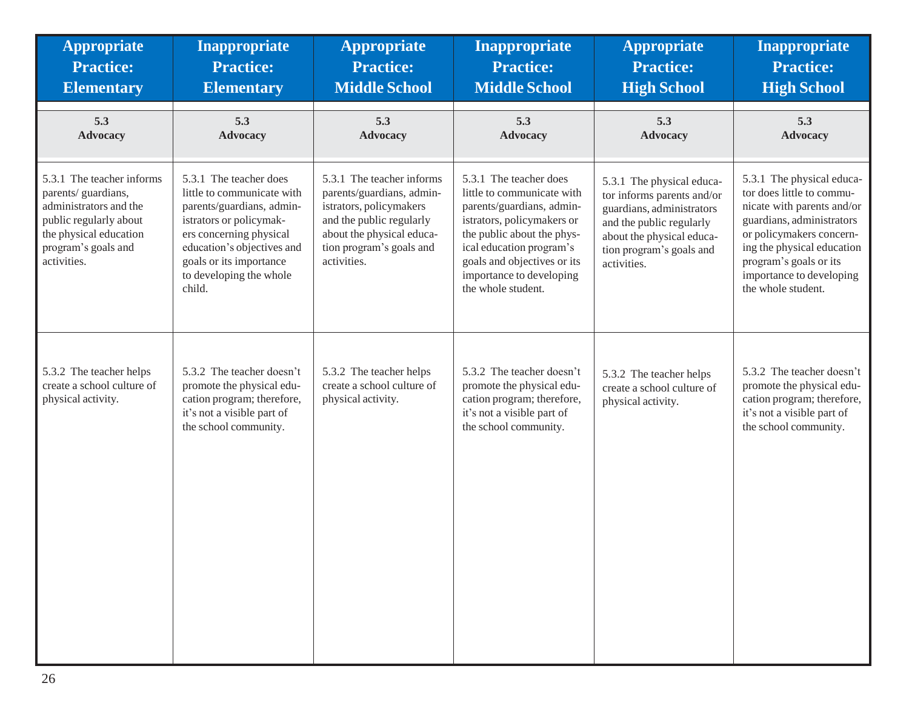| Appropriate Practice: Elementary | Inappropriate Practice: Elementary | Appropriate Practice: Middle School | Inappropriate Practice: Middle School | Appropriate Practice: High School | Inappropriate Practice: High School |
|---|---|---|---|---|---|
| **5.3 Advocacy** | **5.3 Advocacy** | **5.3 Advocacy** | **5.3 Advocacy** | **5.3 Advocacy** | **5.3 Advocacy** |
| 5.3.1 The teacher informs parents/ guardians, administrators and the public regularly about the physical education program's goals and activities. | 5.3.1 The teacher does little to communicate with parents/guardians, administrators or policymakers concerning physical education's objectives and goals or its importance to developing the whole child. | 5.3.1 The teacher informs parents/guardians, administrators, policymakers and the public regularly about the physical education program's goals and activities. | 5.3.1 The teacher does little to communicate with parents/guardians, administrators, policymakers or the public about the physical education program's goals and objectives or its importance to developing the whole student. | 5.3.1 The physical educator informs parents and/or guardians, administrators and the public regularly about the physical education program's goals and activities. | 5.3.1 The physical educator does little to communicate with parents and/or guardians, administrators or policymakers concerning the physical education program's goals or its importance to developing the whole student. |
| 5.3.2 The teacher helps create a school culture of physical activity. | 5.3.2 The teacher doesn't promote the physical education program; therefore, it's not a visible part of the school community. | 5.3.2 The teacher helps create a school culture of physical activity. | 5.3.2 The teacher doesn't promote the physical education program; therefore, it's not a visible part of the school community. | 5.3.2 The teacher helps create a school culture of physical activity. | 5.3.2 The teacher doesn't promote the physical education program; therefore, it's not a visible part of the school community. |